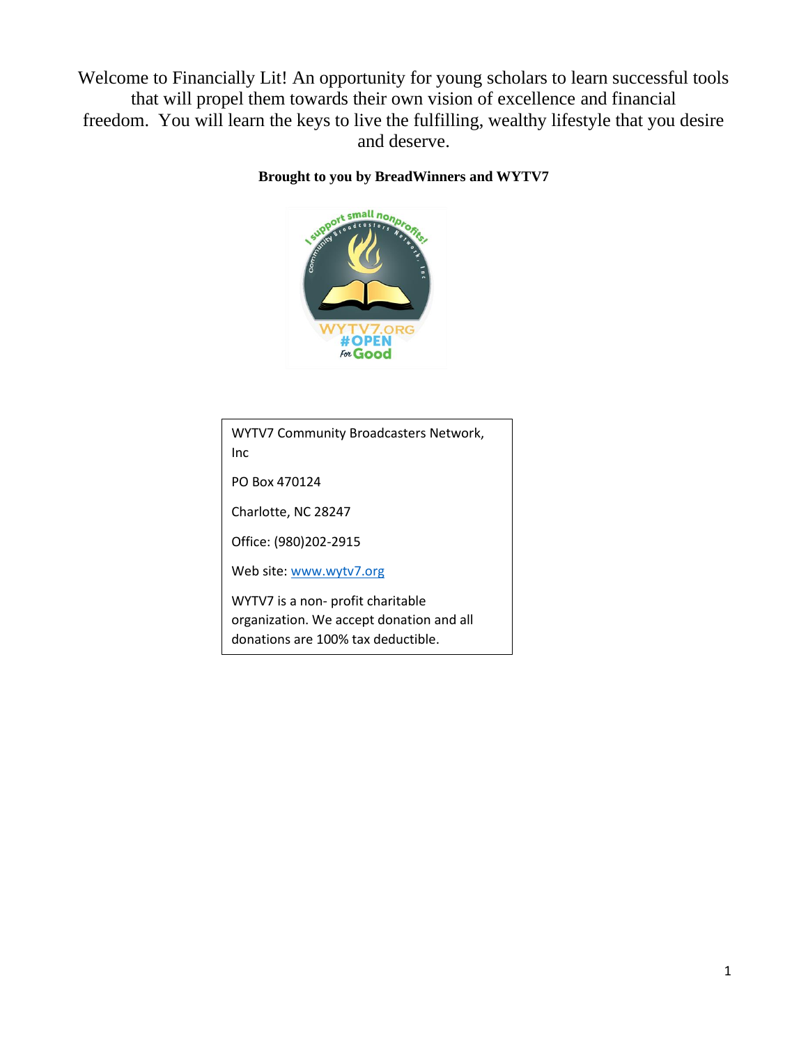Welcome to Financially Lit! An opportunity for young scholars to learn successful tools that will propel them towards their own vision of excellence and financial freedom. You will learn the keys to live the fulfilling, wealthy lifestyle that you desire and deserve.

**Brought to you by BreadWinners and WYTV7**

WYTV7 Community Broadcasters Network, Inc

PO Box 470124

Charlotte, NC 28247

Office: (980)202-2915

Web site: www.wytv7.org

WYTV7 is a non- profit charitable organization. We accept donation and all donations are 100% tax deductible.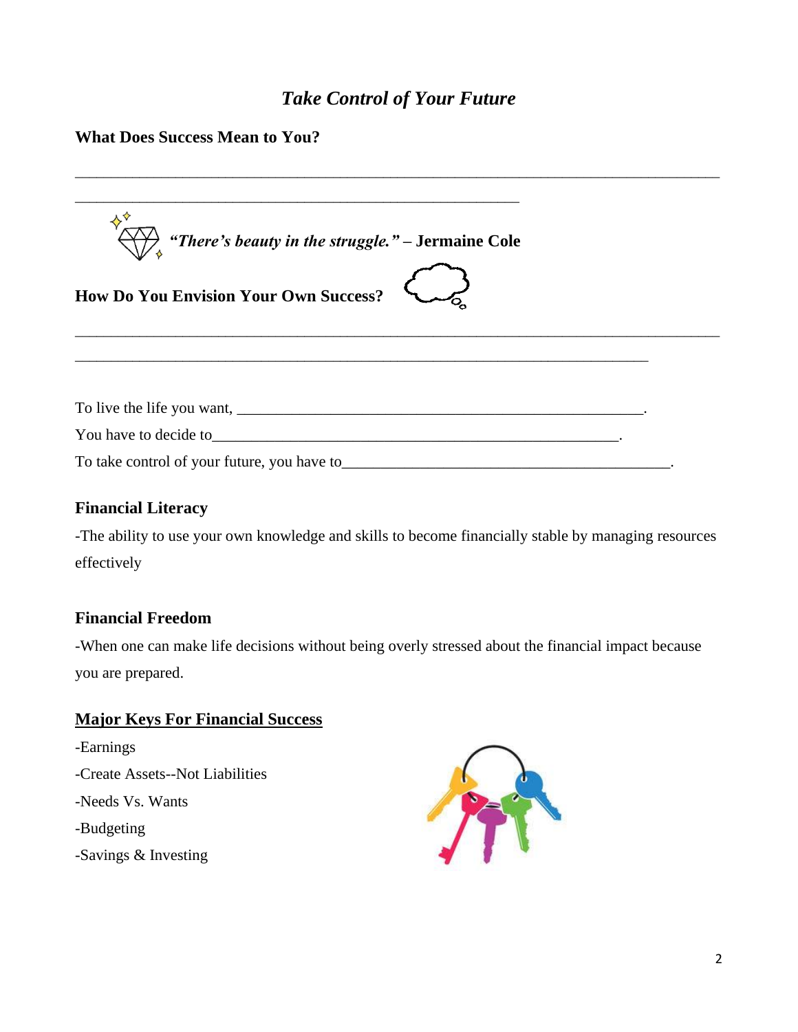# *Take Control of Your Future*

**What Does Success Mean to You?**

______________________________________________________________________________

______________________________________________________

*"There's beauty in the struggle."* – **Jermaine Cole**

**How Do You Envision Your Own Success?**

______________________________________________________________________________

______________________________________________________________________

To live the life you want, _________________________________________________.

You have to decide to_________________________________________________.

To take control of your future, you have to________________________________________.

**Financial Literacy**

-The ability to use your own knowledge and skills to become financially stable by managing resources effectively

**Financial Freedom**

-When one can make life decisions without being overly stressed about the financial impact because you are prepared.

**<u>Major Keys For Financial Success</u>**

-Earnings

-Create Assets--Not Liabilities

-Needs Vs. Wants

-Budgeting

-Savings & Investing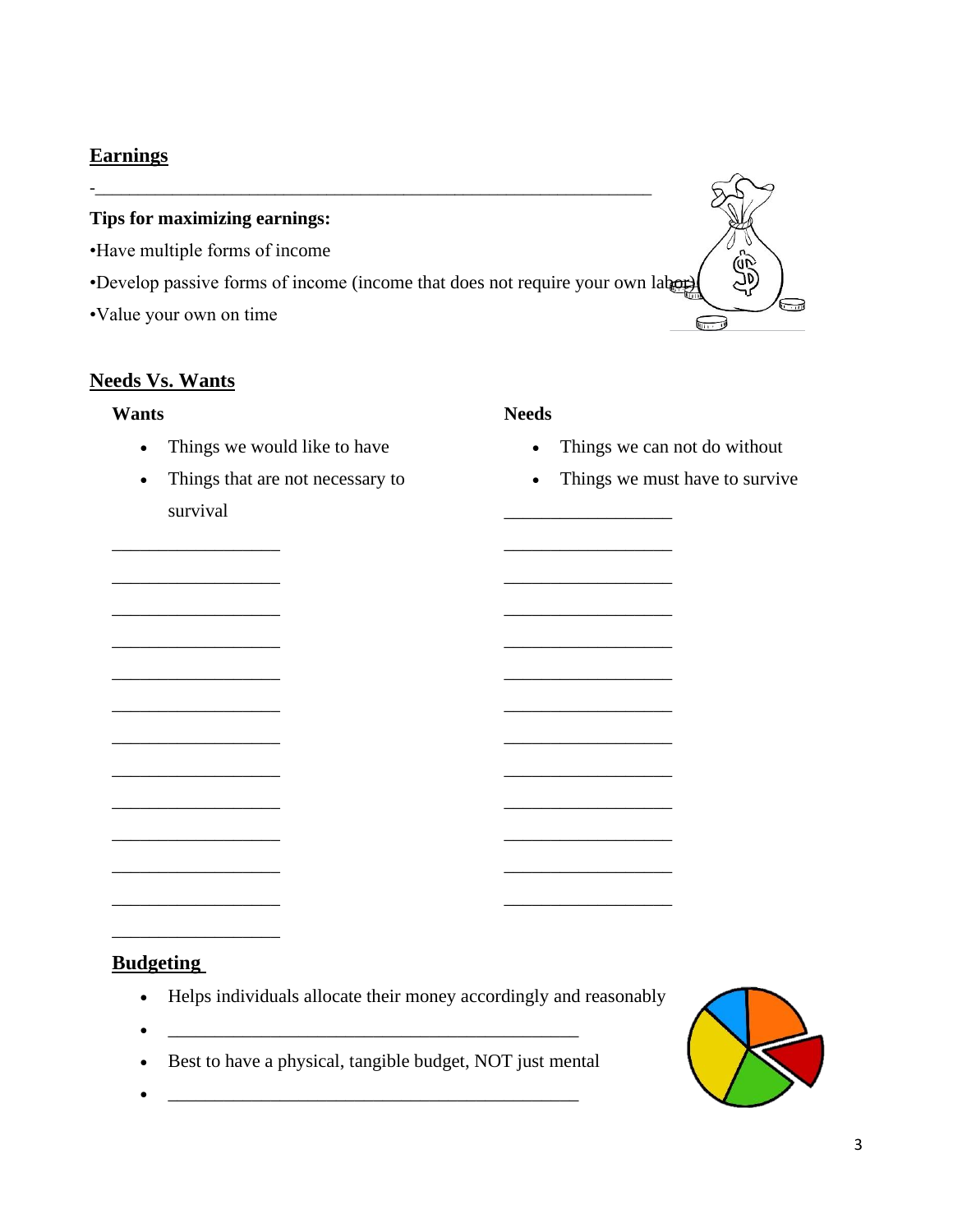## Earnings

-\_\_\_\_\_\_\_\_\_\_\_\_\_\_\_\_\_\_\_\_\_\_\_\_\_\_\_\_\_\_\_\_\_\_\_\_\_\_\_\_\_\_\_\_\_\_\_\_\_\_\_\_\_\_\_\_\_\_\_\_

**Tips for maximizing earnings:**

•Have multiple forms of income

•Develop passive forms of income (income that does not require your own labor)

•Value your own on time

## Needs Vs. Wants

**Wants**

- Things we would like to have
- Things that are not necessary to survival

\_\_\_\_\_\_\_\_\_\_\_\_\_\_\_\_\_\_\_

\_\_\_\_\_\_\_\_\_\_\_\_\_\_\_\_\_\_\_

\_\_\_\_\_\_\_\_\_\_\_\_\_\_\_\_\_\_\_

\_\_\_\_\_\_\_\_\_\_\_\_\_\_\_\_\_\_\_

\_\_\_\_\_\_\_\_\_\_\_\_\_\_\_\_\_\_\_

\_\_\_\_\_\_\_\_\_\_\_\_\_\_\_\_\_\_\_

\_\_\_\_\_\_\_\_\_\_\_\_\_\_\_\_\_\_\_

\_\_\_\_\_\_\_\_\_\_\_\_\_\_\_\_\_\_\_

\_\_\_\_\_\_\_\_\_\_\_\_\_\_\_\_\_\_\_

\_\_\_\_\_\_\_\_\_\_\_\_\_\_\_\_\_\_\_

\_\_\_\_\_\_\_\_\_\_\_\_\_\_\_\_\_\_\_

\_\_\_\_\_\_\_\_\_\_\_\_\_\_\_\_\_\_\_

\_\_\_\_\_\_\_\_\_\_\_\_\_\_\_\_\_\_\_

**Needs**

- Things we can not do without
- Things we must have to survive

\_\_\_\_\_\_\_\_\_\_\_\_\_\_\_\_\_\_\_

\_\_\_\_\_\_\_\_\_\_\_\_\_\_\_\_\_\_\_

\_\_\_\_\_\_\_\_\_\_\_\_\_\_\_\_\_\_\_

\_\_\_\_\_\_\_\_\_\_\_\_\_\_\_\_\_\_\_

\_\_\_\_\_\_\_\_\_\_\_\_\_\_\_\_\_\_\_

\_\_\_\_\_\_\_\_\_\_\_\_\_\_\_\_\_\_\_

\_\_\_\_\_\_\_\_\_\_\_\_\_\_\_\_\_\_\_

\_\_\_\_\_\_\_\_\_\_\_\_\_\_\_\_\_\_\_

\_\_\_\_\_\_\_\_\_\_\_\_\_\_\_\_\_\_\_

\_\_\_\_\_\_\_\_\_\_\_\_\_\_\_\_\_\_\_

\_\_\_\_\_\_\_\_\_\_\_\_\_\_\_\_\_\_\_

\_\_\_\_\_\_\_\_\_\_\_\_\_\_\_\_\_\_\_

\_\_\_\_\_\_\_\_\_\_\_\_\_\_\_\_\_\_\_

## Budgeting

- Helps individuals allocate their money accordingly and reasonably
- \_\_\_\_\_\_\_\_\_\_\_\_\_\_\_\_\_\_\_\_\_\_\_\_\_\_\_\_\_\_\_\_\_\_\_\_\_\_\_\_\_\_\_\_\_\_
- Best to have a physical, tangible budget, NOT just mental
- \_\_\_\_\_\_\_\_\_\_\_\_\_\_\_\_\_\_\_\_\_\_\_\_\_\_\_\_\_\_\_\_\_\_\_\_\_\_\_\_\_\_\_\_\_\_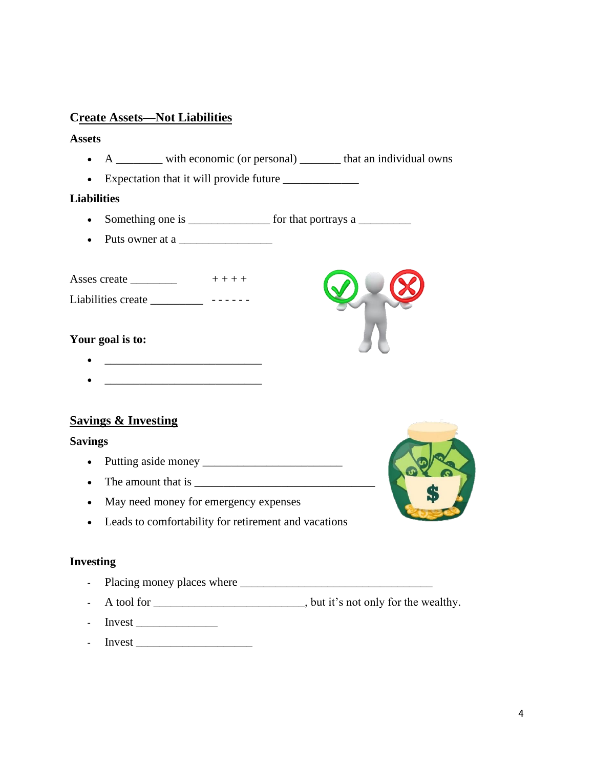## Create Assets—Not Liabilities

### Assets

- A ________ with economic (or personal) _______ that an individual owns
- Expectation that it will provide future _____________

### Liabilities

- Something one is ______________ for that portrays a _________
- Puts owner at a ________________

Asses create ________ + + + +

Liabilities create _________ - - - - - -

**Your goal is to:**

- ___________________________
- ___________________________

## Savings & Investing

### Savings

- Putting aside money ________________________
- The amount that is _____________________________
- May need money for emergency expenses
- Leads to comfortability for retirement and vacations

### Investing

- Placing money places where _________________________________
- A tool for __________________________, but it's not only for the wealthy.
- Invest ______________
- Invest ____________________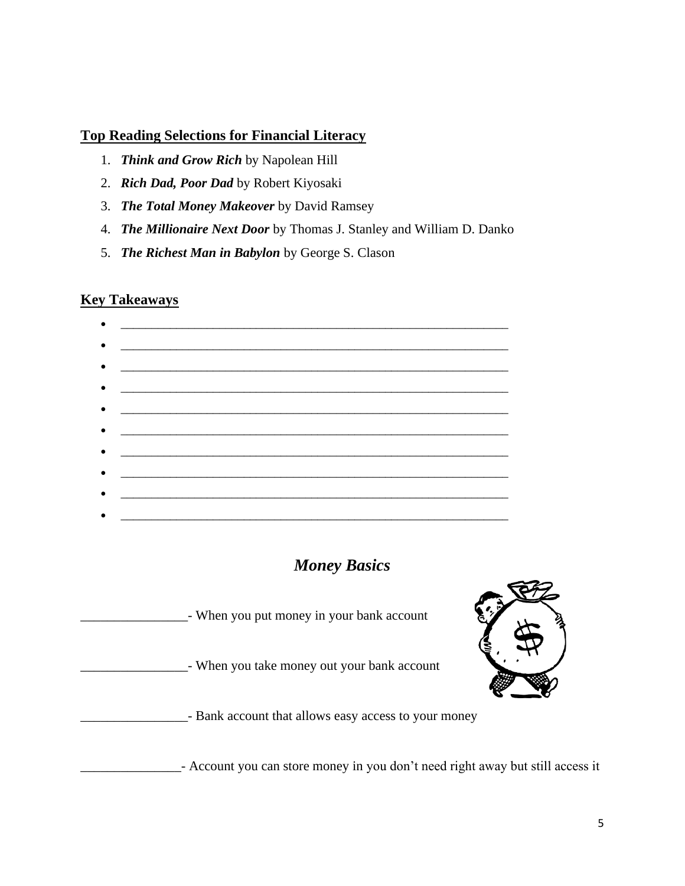**Top Reading Selections for Financial Literacy**

1. ***Think and Grow Rich*** by Napolean Hill
2. ***Rich Dad, Poor Dad*** by Robert Kiyosaki
3. ***The Total Money Makeover*** by David Ramsey
4. ***The Millionaire Next Door*** by Thomas J. Stanley and William D. Danko
5. ***The Richest Man in Babylon*** by George S. Clason

**Key Takeaways**

- ____________________________________________________________
- ____________________________________________________________
- ____________________________________________________________
- ____________________________________________________________
- ____________________________________________________________
- ____________________________________________________________
- ____________________________________________________________
- ____________________________________________________________
- ____________________________________________________________
- ____________________________________________________________

## *Money Basics*

________________- When you put money in your bank account

________________- When you take money out your bank account

________________- Bank account that allows easy access to your money

_______________- Account you can store money in you don't need right away but still access it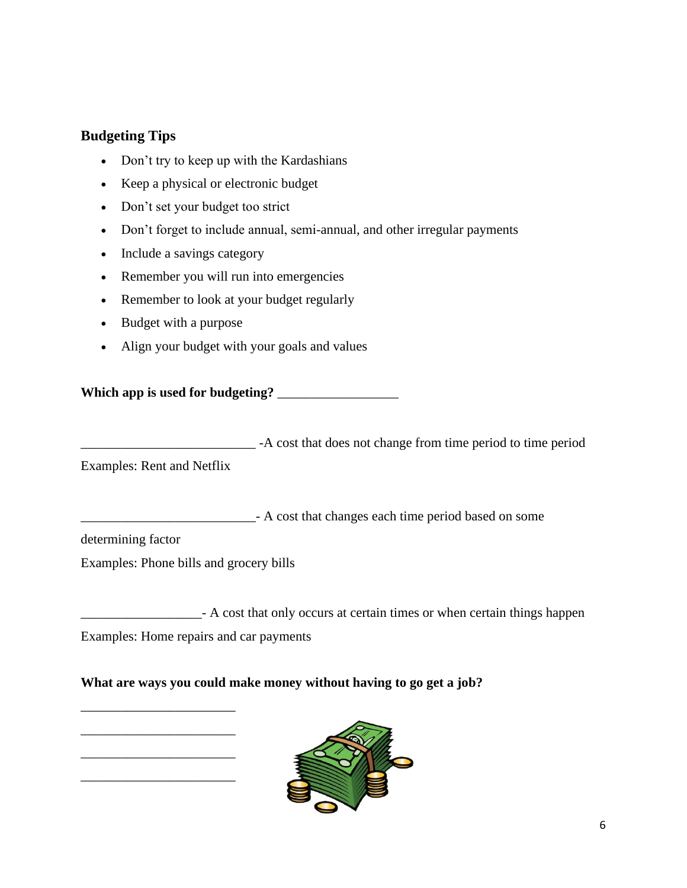### Budgeting Tips

- Don't try to keep up with the Kardashians
- Keep a physical or electronic budget
- Don't set your budget too strict
- Don't forget to include annual, semi-annual, and other irregular payments
- Include a savings category
- Remember you will run into emergencies
- Remember to look at your budget regularly
- Budget with a purpose
- Align your budget with your goals and values

**Which app is used for budgeting?** __________________

__________________________ -A cost that does not change from time period to time period

Examples: Rent and Netflix

__________________________- A cost that changes each time period based on some determining factor

Examples: Phone bills and grocery bills

__________________- A cost that only occurs at certain times or when certain things happen

Examples: Home repairs and car payments

**What are ways you could make money without having to go get a job?**

_______________________

_______________________

_______________________

_______________________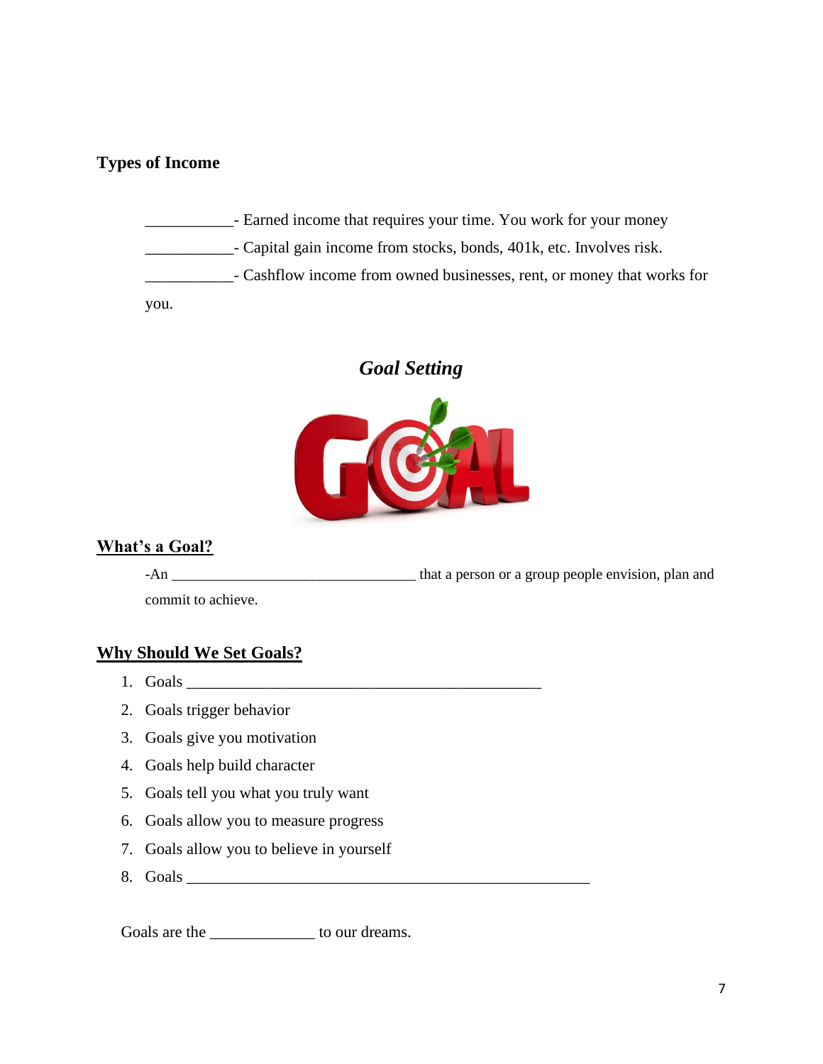**Types of Income**

___________- Earned income that requires your time. You work for your money

___________- Capital gain income from stocks, bonds, 401k, etc. Involves risk.

___________- Cashflow income from owned businesses, rent, or money that works for you.

## *Goal Setting*

### What's a Goal?

-An _________________________________ that a person or a group people envision, plan and commit to achieve.

### Why Should We Set Goals?

1. Goals _______________________________________________
2. Goals trigger behavior
3. Goals give you motivation
4. Goals help build character
5. Goals tell you what you truly want
6. Goals allow you to measure progress
7. Goals allow you to believe in yourself
8. Goals _______________________________________________________

Goals are the _____________ to our dreams.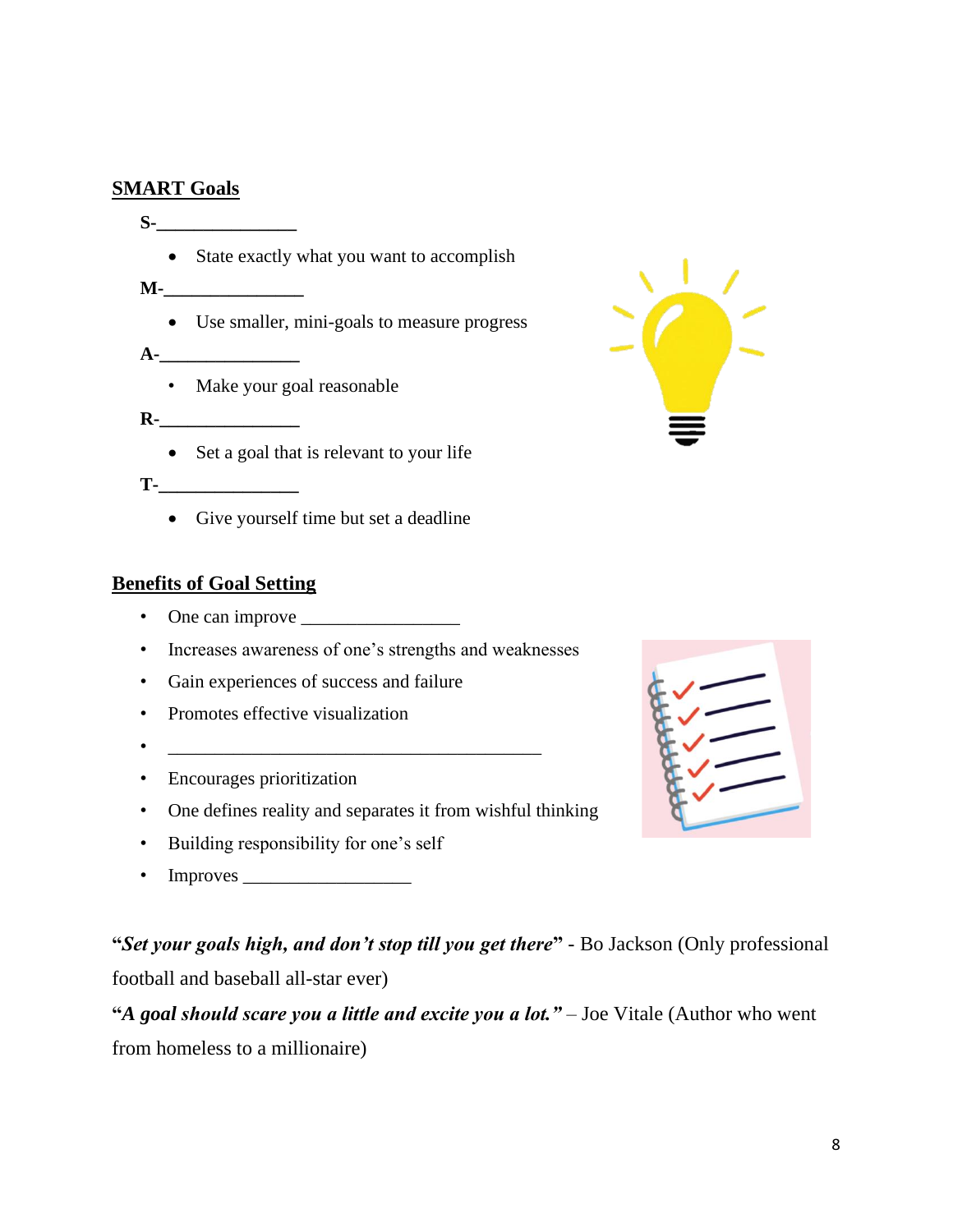## SMART Goals

**S-_______________**

- State exactly what you want to accomplish

**M-_______________**

- Use smaller, mini-goals to measure progress

**A-_______________**

- Make your goal reasonable

**R-_______________**

- Set a goal that is relevant to your life

**T-_______________**

- Give yourself time but set a deadline

## Benefits of Goal Setting

- One can improve _________________
- Increases awareness of one's strengths and weaknesses
- Gain experiences of success and failure
- Promotes effective visualization
- __________________________________________
- Encourages prioritization
- One defines reality and separates it from wishful thinking
- Building responsibility for one's self
- Improves __________________

"***Set your goals high, and don't stop till you get there***" - Bo Jackson (Only professional football and baseball all-star ever)

"***A goal should scare you a little and excite you a lot.***" – Joe Vitale (Author who went from homeless to a millionaire)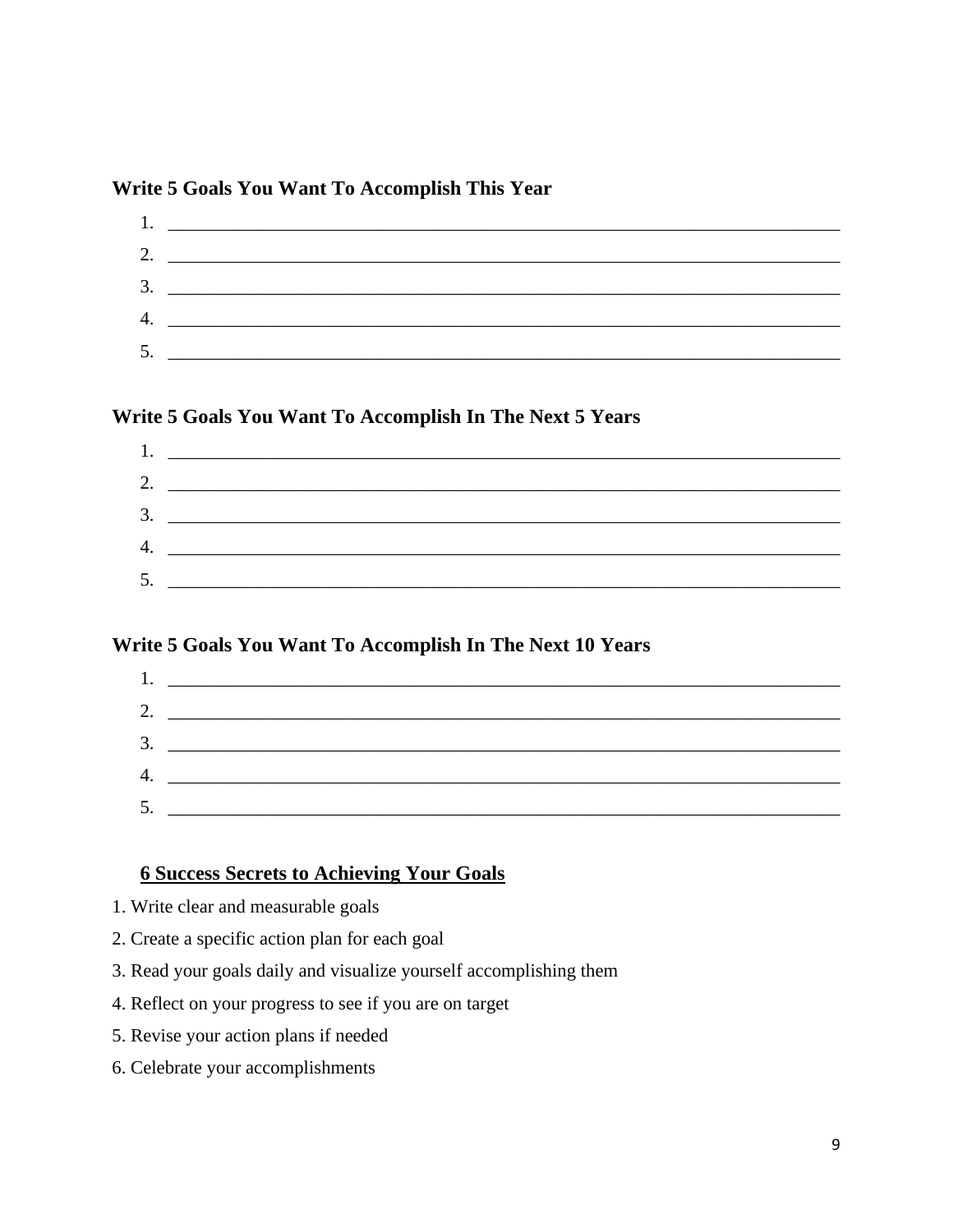**Write 5 Goals You Want To Accomplish This Year**

1. ___________________________________________________________________________
2. ___________________________________________________________________________
3. ___________________________________________________________________________
4. ___________________________________________________________________________
5. ___________________________________________________________________________

**Write 5 Goals You Want To Accomplish In The Next 5 Years**

1. ___________________________________________________________________________
2. ___________________________________________________________________________
3. ___________________________________________________________________________
4. ___________________________________________________________________________
5. ___________________________________________________________________________

**Write 5 Goals You Want To Accomplish In The Next 10 Years**

1. ___________________________________________________________________________
2. ___________________________________________________________________________
3. ___________________________________________________________________________
4. ___________________________________________________________________________
5. ___________________________________________________________________________

**6 Success Secrets to Achieving Your Goals**

1. Write clear and measurable goals
2. Create a specific action plan for each goal
3. Read your goals daily and visualize yourself accomplishing them
4. Reflect on your progress to see if you are on target
5. Revise your action plans if needed
6. Celebrate your accomplishments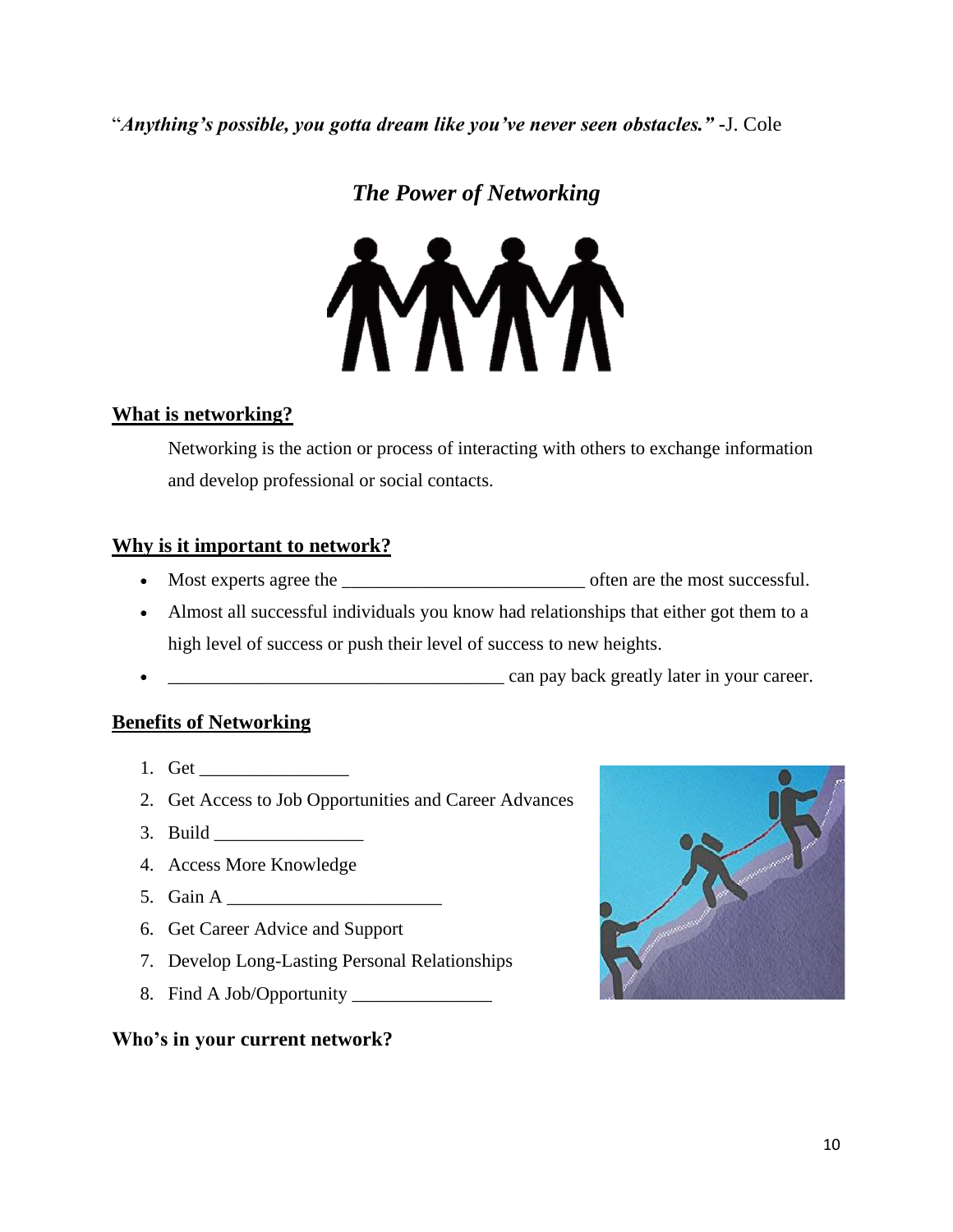"***Anything's possible, you gotta dream like you've never seen obstacles.*** " -J. Cole

## *The Power of Networking*

### What is networking?

Networking is the action or process of interacting with others to exchange information and develop professional or social contacts.

### Why is it important to network?

- Most experts agree the _________________________ often are the most successful.
- Almost all successful individuals you know had relationships that either got them to a high level of success or push their level of success to new heights.
- ___________________________________ can pay back greatly later in your career.

### Benefits of Networking

1. Get _______________
2. Get Access to Job Opportunities and Career Advances
3. Build _______________
4. Access More Knowledge
5. Gain A _____________________
6. Get Career Advice and Support
7. Develop Long-Lasting Personal Relationships
8. Find A Job/Opportunity ______________

**Who's in your current network?**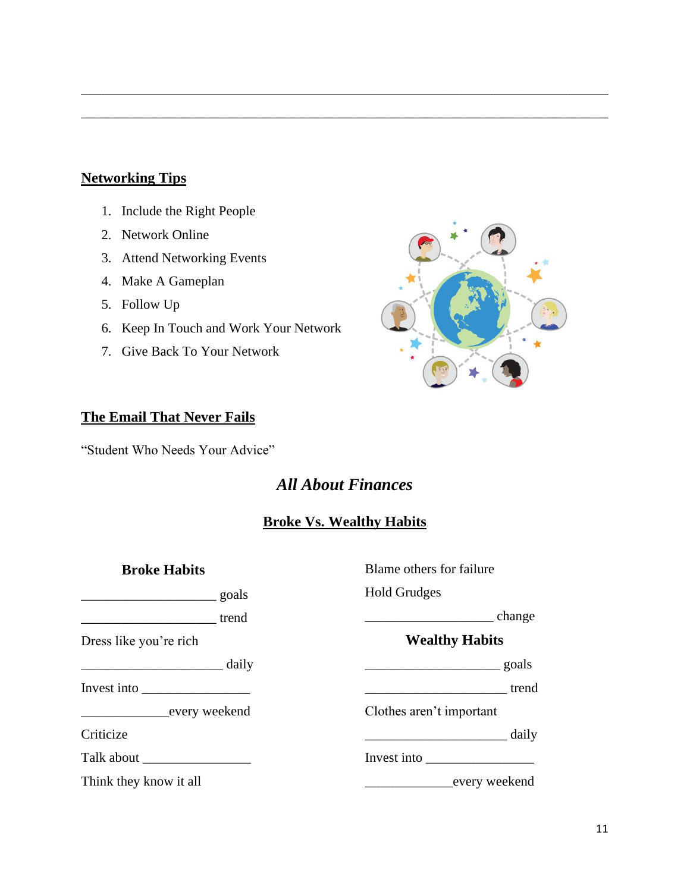\_\_\_\_\_\_\_\_\_\_\_\_\_\_\_\_\_\_\_\_\_\_\_\_\_\_\_\_\_\_\_\_\_\_\_\_\_\_\_\_\_\_\_\_\_\_\_\_\_\_\_\_\_\_\_\_\_\_\_\_\_\_\_\_\_\_\_\_\_\_\_\_\_\_

\_\_\_\_\_\_\_\_\_\_\_\_\_\_\_\_\_\_\_\_\_\_\_\_\_\_\_\_\_\_\_\_\_\_\_\_\_\_\_\_\_\_\_\_\_\_\_\_\_\_\_\_\_\_\_\_\_\_\_\_\_\_\_\_\_\_\_\_\_\_\_\_\_\_

## Networking Tips

1. Include the Right People
2. Network Online
3. Attend Networking Events
4. Make A Gameplan
5. Follow Up
6. Keep In Touch and Work Your Network
7. Give Back To Your Network

## The Email That Never Fails

"Student Who Needs Your Advice"

# *All About Finances*

## Broke Vs. Wealthy Habits

### Broke Habits

\_\_\_\_\_\_\_\_\_\_\_\_\_\_\_\_\_\_\_\_\_ goals

\_\_\_\_\_\_\_\_\_\_\_\_\_\_\_\_\_\_\_\_\_ trend

Dress like you're rich

\_\_\_\_\_\_\_\_\_\_\_\_\_\_\_\_\_\_\_\_\_\_ daily

Invest into \_\_\_\_\_\_\_\_\_\_\_\_\_\_\_\_

\_\_\_\_\_\_\_\_\_\_\_\_\_\_every weekend

Criticize

Talk about \_\_\_\_\_\_\_\_\_\_\_\_\_\_\_\_

Think they know it all

Blame others for failure

Hold Grudges

\_\_\_\_\_\_\_\_\_\_\_\_\_\_\_\_\_\_\_\_ change

### Wealthy Habits

\_\_\_\_\_\_\_\_\_\_\_\_\_\_\_\_\_\_\_\_\_ goals

\_\_\_\_\_\_\_\_\_\_\_\_\_\_\_\_\_\_\_\_\_\_ trend

Clothes aren't important

\_\_\_\_\_\_\_\_\_\_\_\_\_\_\_\_\_\_\_\_\_\_ daily

Invest into \_\_\_\_\_\_\_\_\_\_\_\_\_\_\_\_

\_\_\_\_\_\_\_\_\_\_\_\_\_\_every weekend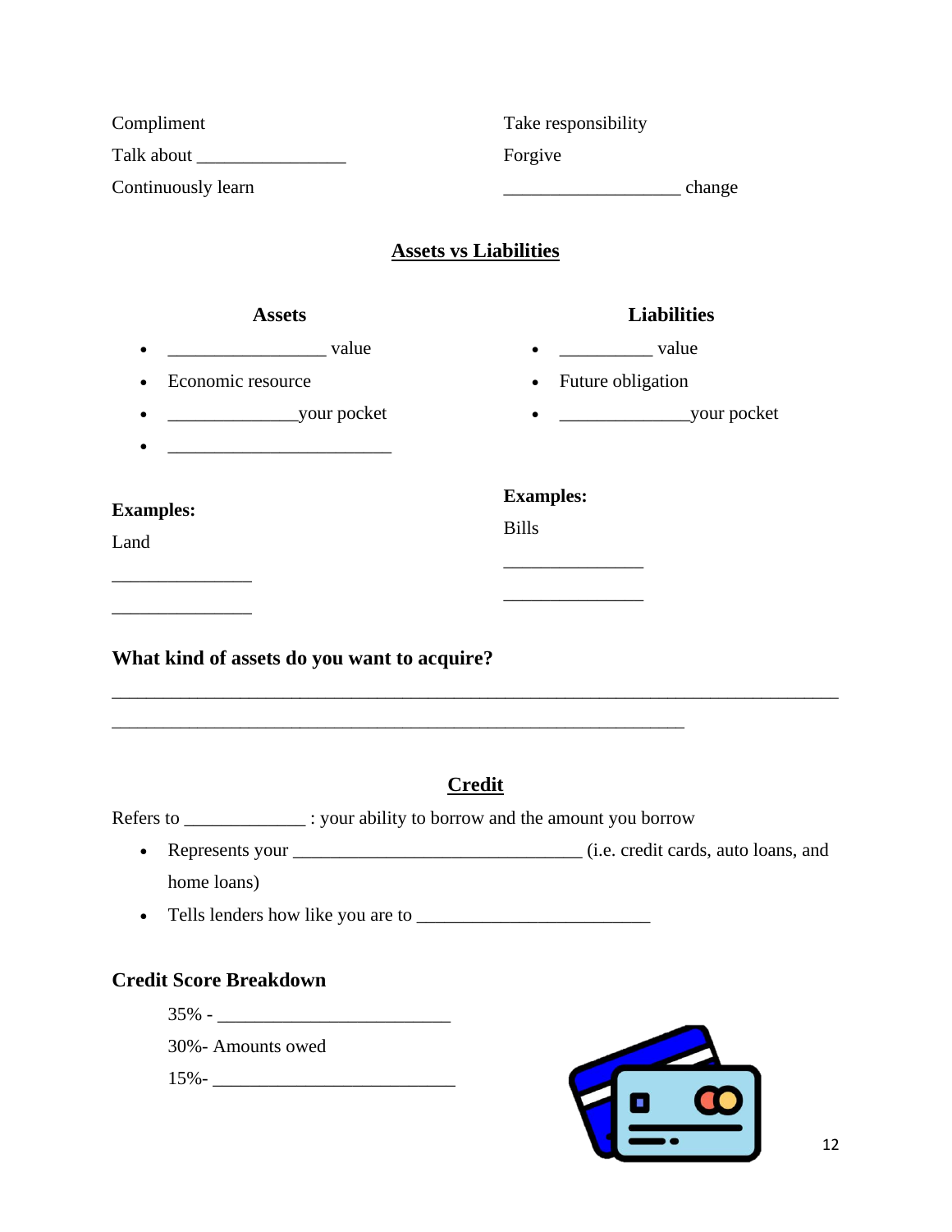Compliment

Talk about ________________

Continuously learn

Take responsibility

Forgive

___________________ change

## Assets vs Liabilities

**Assets**

- _________________ value
- Economic resource
- ______________your pocket
- ________________________

**Examples:**

Land

_______________

_______________

**Liabilities**

- __________ value
- Future obligation
- ______________your pocket

**Examples:**

Bills

_______________

_______________

**What kind of assets do you want to acquire?**

_____________________________________________________________________________

______________________________________________________________

## Credit

Refers to _____________ : your ability to borrow and the amount you borrow

- Represents your _______________________________ (i.e. credit cards, auto loans, and home loans)
- Tells lenders how like you are to _________________________

**Credit Score Breakdown**

35% - _________________________

30%- Amounts owed

15%- __________________________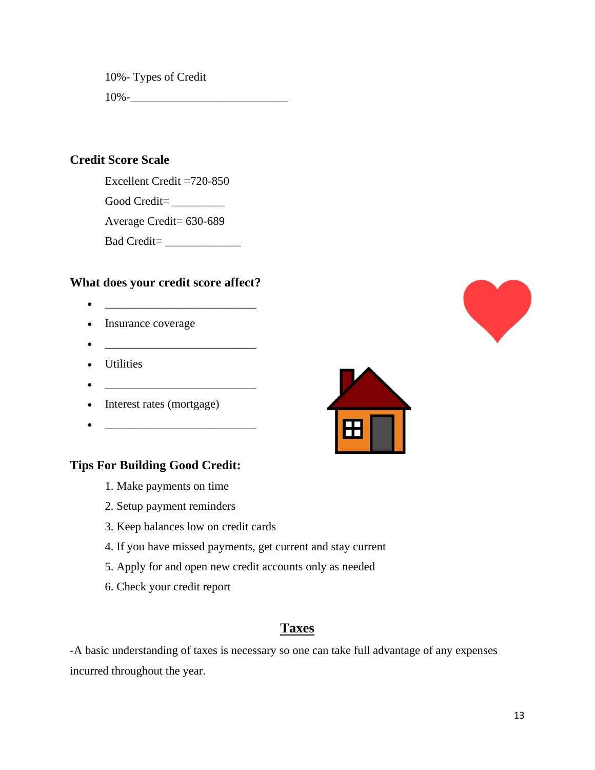10%- Types of Credit

10%-___________________________

**Credit Score Scale**

Excellent Credit =720-850

Good Credit= _________

Average Credit= 630-689

Bad Credit= _____________

**What does your credit score affect?**

- __________________________
- Insurance coverage
- __________________________
- Utilities
- __________________________
- Interest rates (mortgage)
- __________________________

**Tips For Building Good Credit:**

1. Make payments on time
2. Setup payment reminders
3. Keep balances low on credit cards
4. If you have missed payments, get current and stay current
5. Apply for and open new credit accounts only as needed
6. Check your credit report

## <u>Taxes</u>

-A basic understanding of taxes is necessary so one can take full advantage of any expenses incurred throughout the year.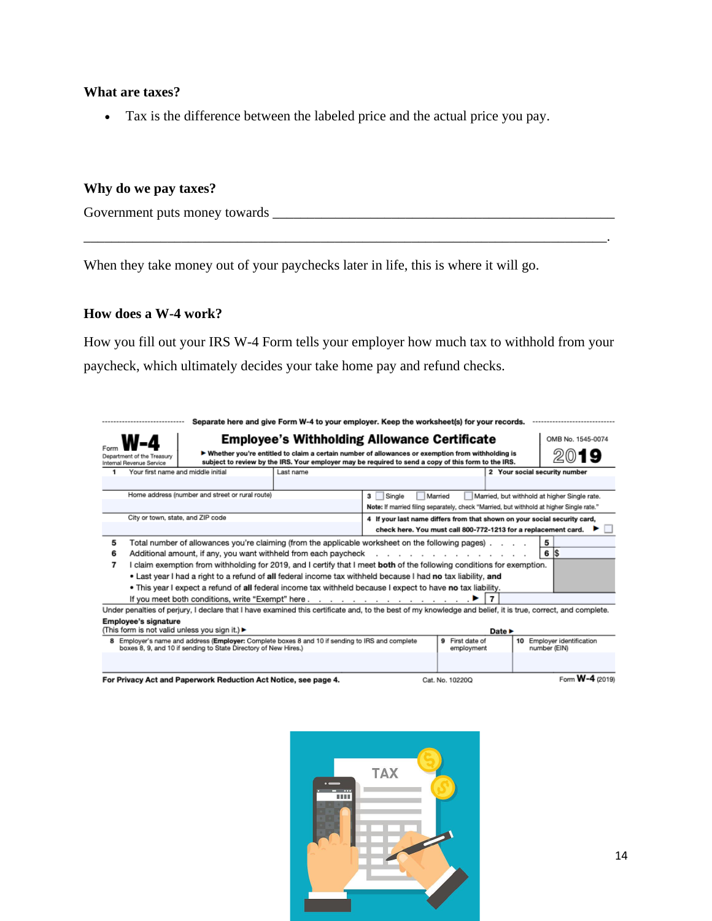**What are taxes?**

- Tax is the difference between the labeled price and the actual price you pay.

**Why do we pay taxes?**

Government puts money towards ______________________________________________

__________________________________________________________________________.

When they take money out of your paychecks later in life, this is where it will go.

**How does a W-4 work?**

How you fill out your IRS W-4 Form tells your employer how much tax to withhold from your paycheck, which ultimately decides your take home pay and refund checks.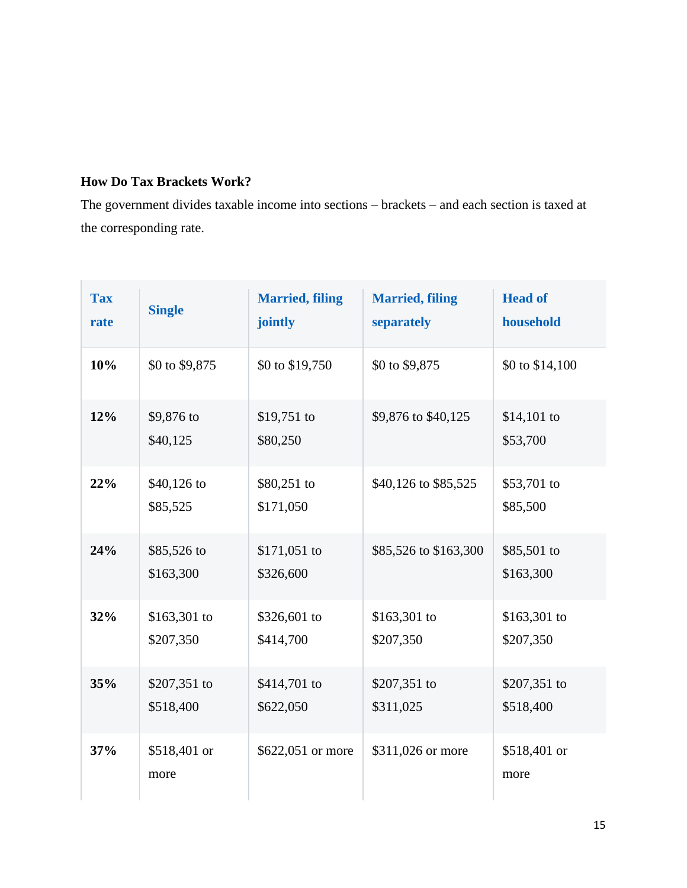**How Do Tax Brackets Work?**

The government divides taxable income into sections – brackets – and each section is taxed at the corresponding rate.

| Tax rate | Single | Married, filing jointly | Married, filing separately | Head of household |
|---|---|---|---|---|
| **10%** | $0 to $9,875 | $0 to $19,750 | $0 to $9,875 | $0 to $14,100 |
| **12%** | $9,876 to $40,125 | $19,751 to $80,250 | $9,876 to $40,125 | $14,101 to $53,700 |
| **22%** | $40,126 to $85,525 | $80,251 to $171,050 | $40,126 to $85,525 | $53,701 to $85,500 |
| **24%** | $85,526 to $163,300 | $171,051 to $326,600 | $85,526 to $163,300 | $85,501 to $163,300 |
| **32%** | $163,301 to $207,350 | $326,601 to $414,700 | $163,301 to $207,350 | $163,301 to $207,350 |
| **35%** | $207,351 to $518,400 | $414,701 to $622,050 | $207,351 to $311,025 | $207,351 to $518,400 |
| **37%** | $518,401 or more | $622,051 or more | $311,026 or more | $518,401 or more |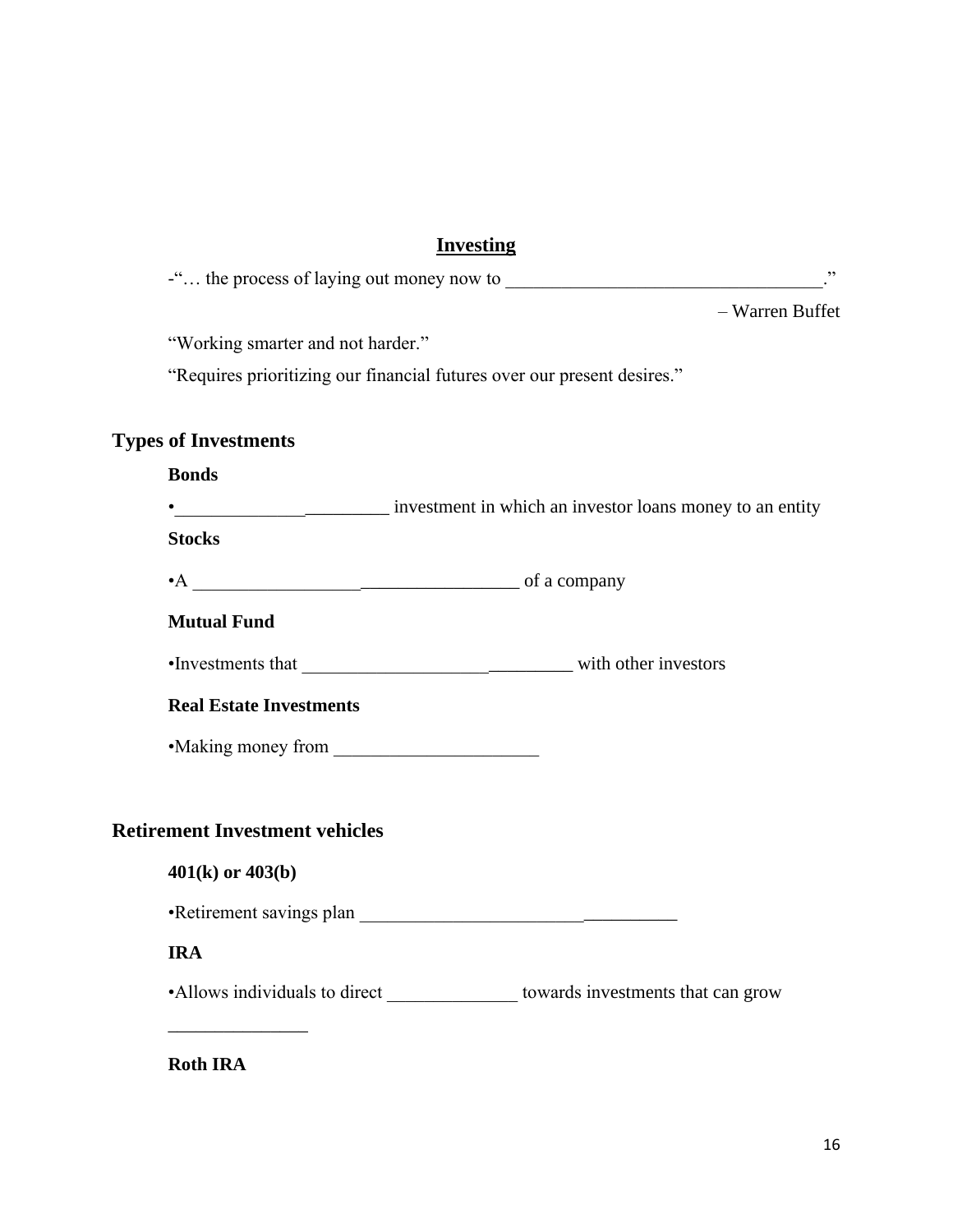## Investing

-"… the process of laying out money now to ___________________________________."

– Warren Buffet

"Working smarter and not harder."

"Requires prioritizing our financial futures over our present desires."

## Types of Investments

**Bonds**

•________________________ investment in which an investor loans money to an entity

**Stocks**

•A ___________________________________ of a company

**Mutual Fund**

•Investments that _____________________________ with other investors

**Real Estate Investments**

•Making money from ______________________

## Retirement Investment vehicles

**401(k) or 403(b)**

•Retirement savings plan __________________________________

**IRA**

•Allows individuals to direct ______________ towards investments that can grow

_______________

**Roth IRA**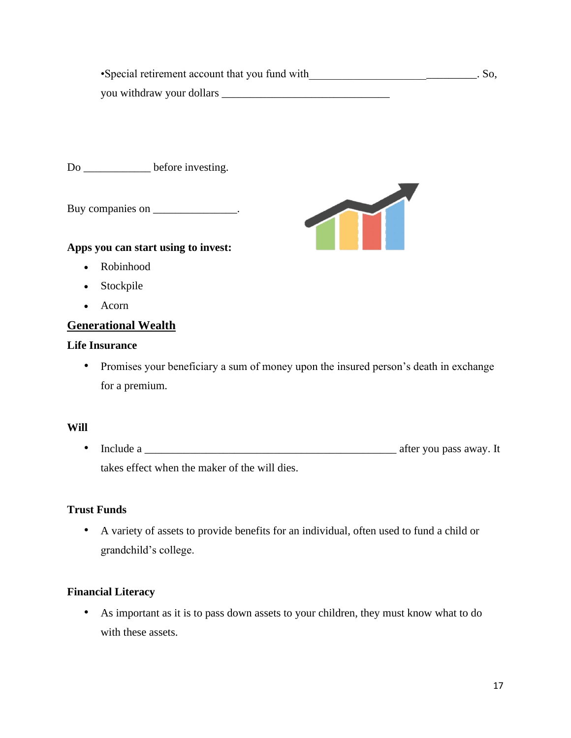•Special retirement account that you fund with_______________________________. So, you withdraw your dollars _______________________________

Do ____________ before investing.

Buy companies on _______________.

**Apps you can start using to invest:**

- Robinhood
- Stockpile
- Acorn

## Generational Wealth

### Life Insurance

- Promises your beneficiary a sum of money upon the insured person's death in exchange for a premium.

### Will

- Include a _______________________________________________ after you pass away. It takes effect when the maker of the will dies.

### Trust Funds

- A variety of assets to provide benefits for an individual, often used to fund a child or grandchild's college.

### Financial Literacy

- As important as it is to pass down assets to your children, they must know what to do with these assets.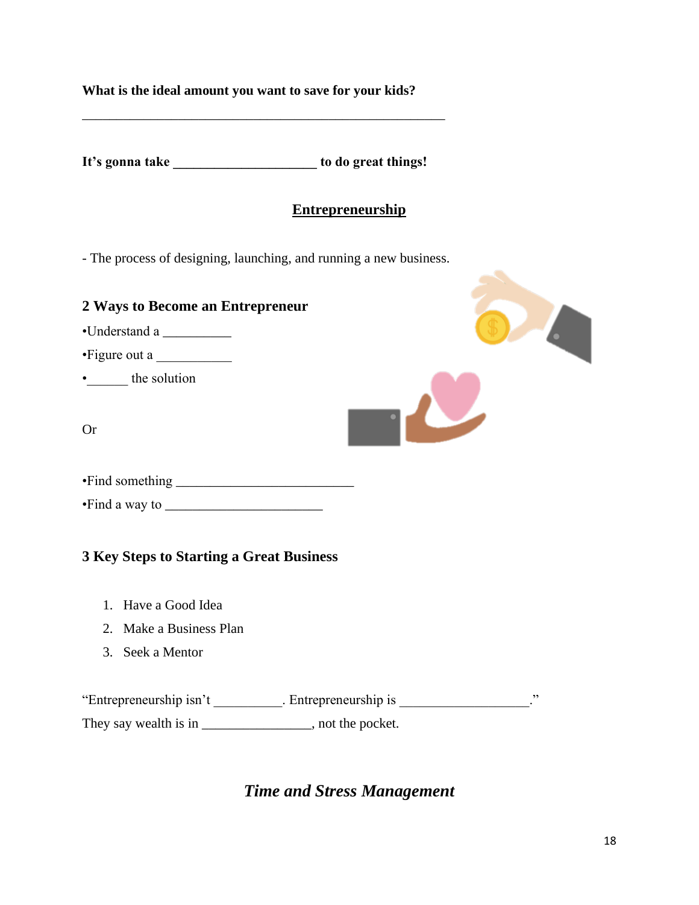**What is the ideal amount you want to save for your kids?**

_______________________________________________________

**It's gonna take _____________________ to do great things!**

## Entrepreneurship

- The process of designing, launching, and running a new business.

### 2 Ways to Become an Entrepreneur

•Understand a __________

•Figure out a ___________

•______ the solution

Or

•Find something __________________________

•Find a way to _______________________

### 3 Key Steps to Starting a Great Business

1. Have a Good Idea
2. Make a Business Plan
3. Seek a Mentor

"Entrepreneurship isn't __________. Entrepreneurship is ___________________."

They say wealth is in ________________, not the pocket.

## *Time and Stress Management*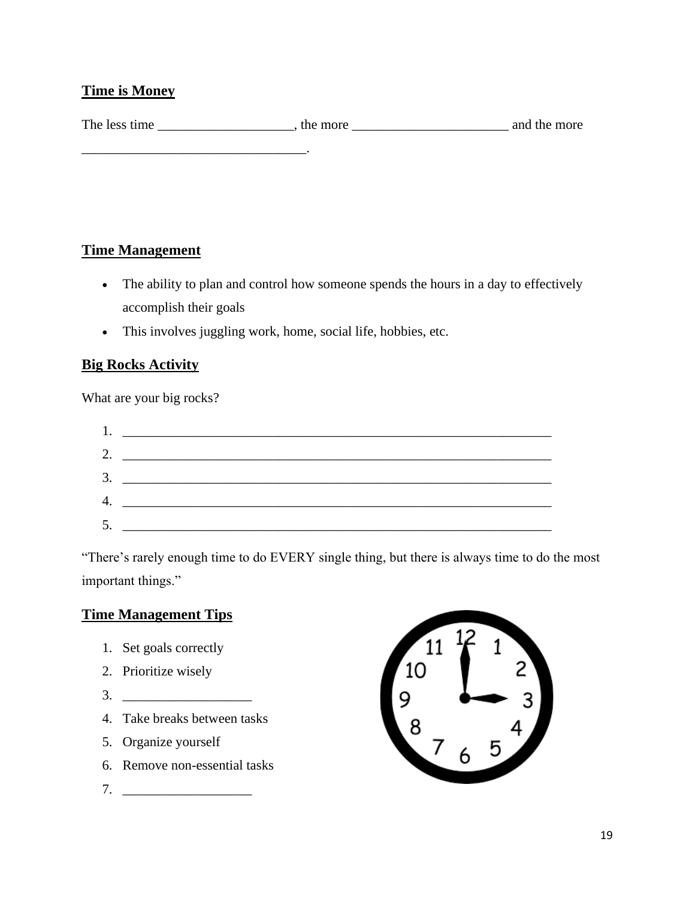**Time is Money**

The less time ____________________, the more _______________________ and the more _________________________________.

**Time Management**

- The ability to plan and control how someone spends the hours in a day to effectively accomplish their goals
- This involves juggling work, home, social life, hobbies, etc.

**Big Rocks Activity**

What are your big rocks?

1. ____________________________________________________________
2. ____________________________________________________________
3. ____________________________________________________________
4. ____________________________________________________________
5. ____________________________________________________________

"There's rarely enough time to do EVERY single thing, but there is always time to do the most important things."

**Time Management Tips**

1. Set goals correctly
2. Prioritize wisely
3. ___________________
4. Take breaks between tasks
5. Organize yourself
6. Remove non-essential tasks
7. ___________________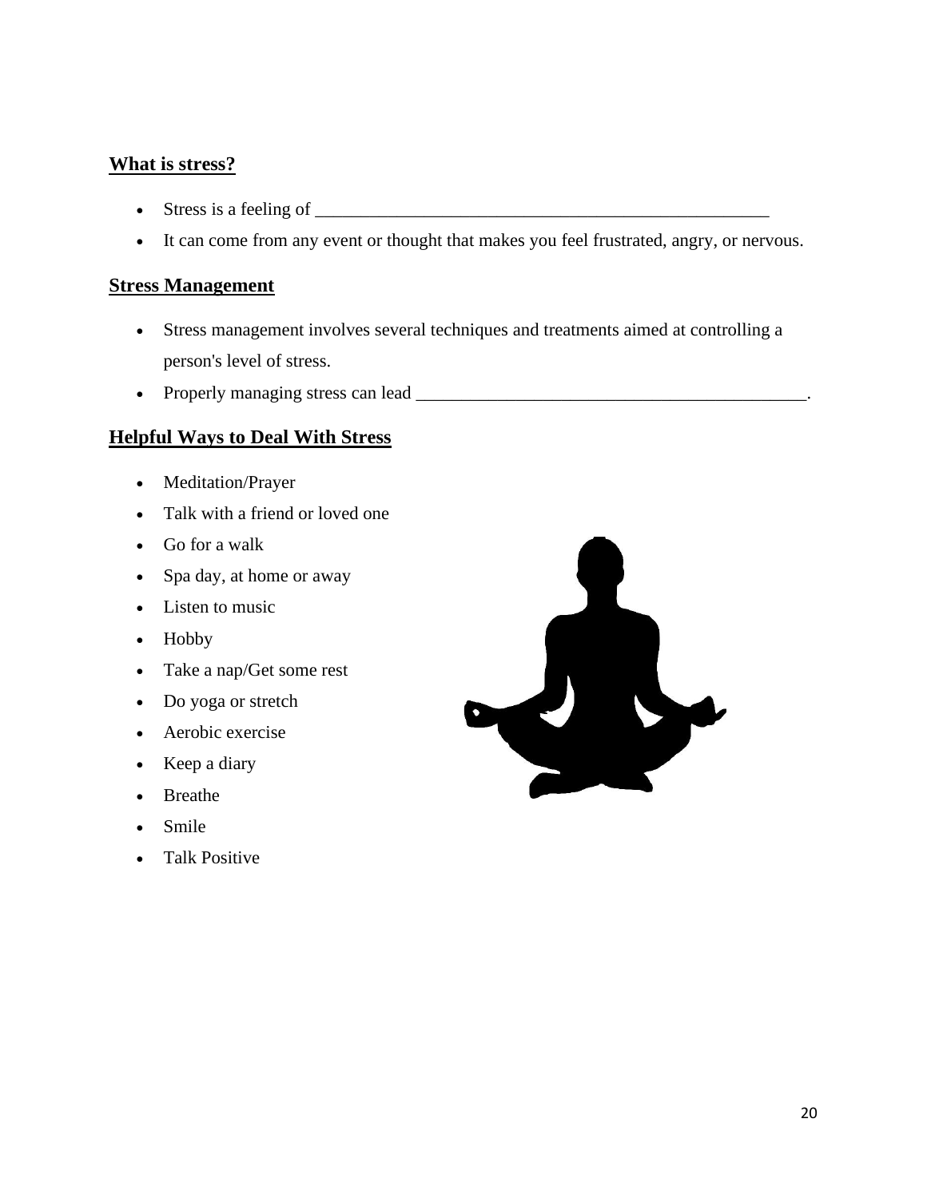## What is stress?

- Stress is a feeling of \_\_\_\_\_\_\_\_\_\_\_\_\_\_\_\_\_\_\_\_\_\_\_\_\_\_\_\_\_\_\_\_\_\_\_\_\_\_\_\_\_\_\_\_\_\_\_\_\_\_\_\_
- It can come from any event or thought that makes you feel frustrated, angry, or nervous.

## Stress Management

- Stress management involves several techniques and treatments aimed at controlling a person's level of stress.
- Properly managing stress can lead \_\_\_\_\_\_\_\_\_\_\_\_\_\_\_\_\_\_\_\_\_\_\_\_\_\_\_\_\_\_\_\_\_\_\_\_\_\_\_\_\_\_\_\_.

## Helpful Ways to Deal With Stress

- Meditation/Prayer
- Talk with a friend or loved one
- Go for a walk
- Spa day, at home or away
- Listen to music
- Hobby
- Take a nap/Get some rest
- Do yoga or stretch
- Aerobic exercise
- Keep a diary
- Breathe
- Smile
- Talk Positive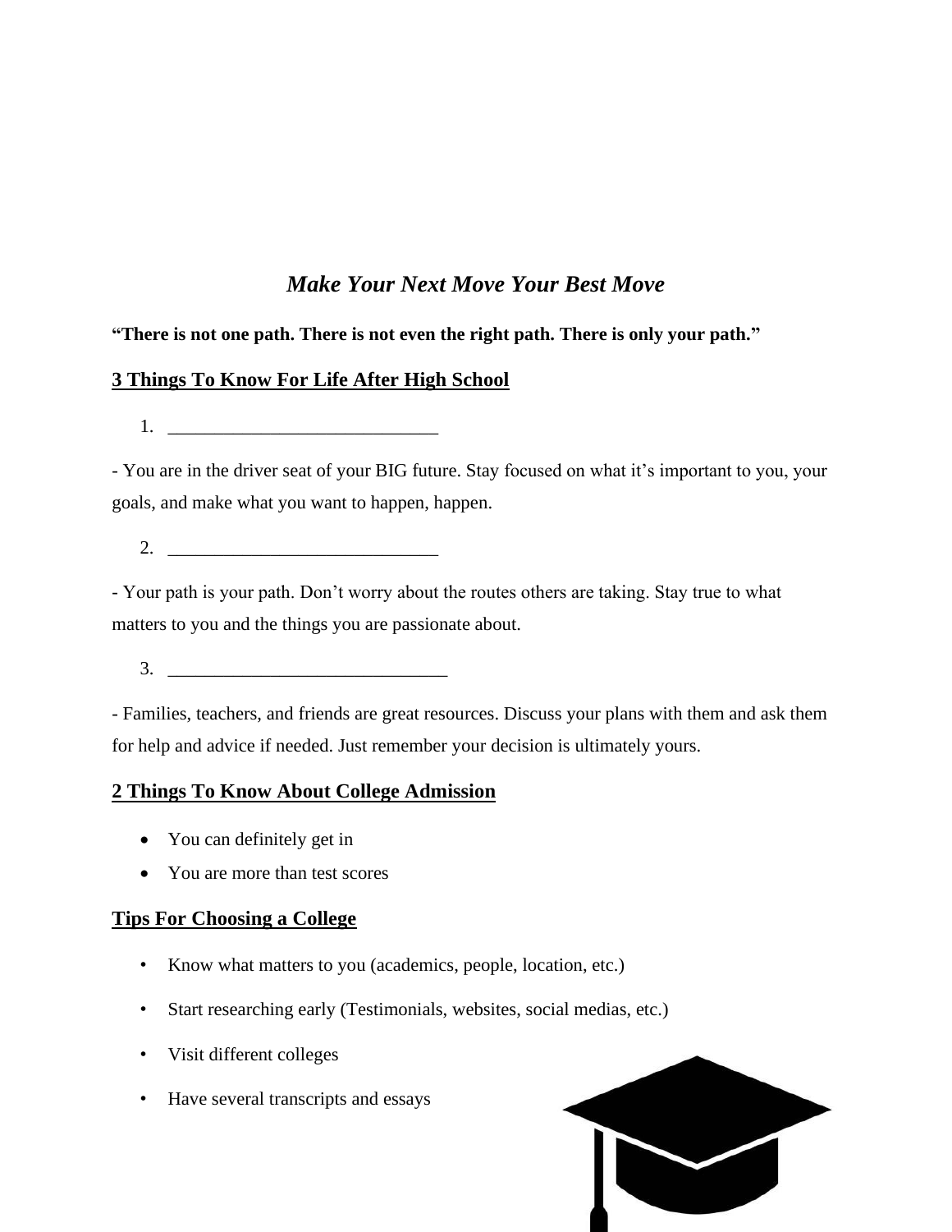# *Make Your Next Move Your Best Move*

**"There is not one path. There is not even the right path. There is only your path."**

## 3 Things To Know For Life After High School

1. _____________________________

- You are in the driver seat of your BIG future. Stay focused on what it's important to you, your goals, and make what you want to happen, happen.

2. _____________________________

- Your path is your path. Don't worry about the routes others are taking. Stay true to what matters to you and the things you are passionate about.

3. ______________________________

- Families, teachers, and friends are great resources. Discuss your plans with them and ask them for help and advice if needed. Just remember your decision is ultimately yours.

## 2 Things To Know About College Admission

- You can definitely get in
- You are more than test scores

## Tips For Choosing a College

- Know what matters to you (academics, people, location, etc.)
- Start researching early (Testimonials, websites, social medias, etc.)
- Visit different colleges
- Have several transcripts and essays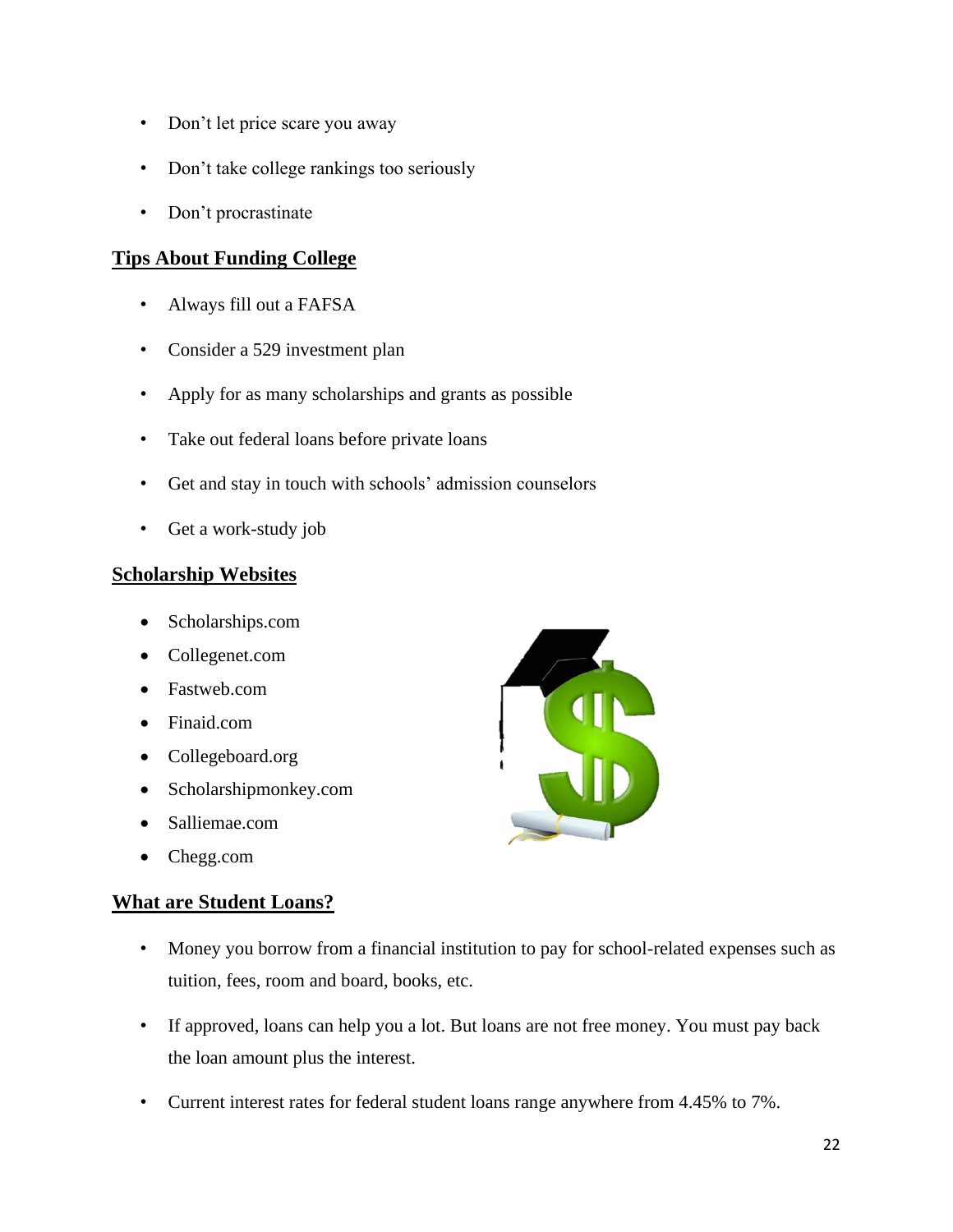- Don't let price scare you away
- Don't take college rankings too seriously
- Don't procrastinate

## Tips About Funding College

- Always fill out a FAFSA
- Consider a 529 investment plan
- Apply for as many scholarships and grants as possible
- Take out federal loans before private loans
- Get and stay in touch with schools' admission counselors
- Get a work-study job

## Scholarship Websites

- Scholarships.com
- Collegenet.com
- Fastweb.com
- Finaid.com
- Collegeboard.org
- Scholarshipmonkey.com
- Salliemae.com
- Chegg.com

## What are Student Loans?

- Money you borrow from a financial institution to pay for school-related expenses such as tuition, fees, room and board, books, etc.
- If approved, loans can help you a lot. But loans are not free money. You must pay back the loan amount plus the interest.
- Current interest rates for federal student loans range anywhere from 4.45% to 7%.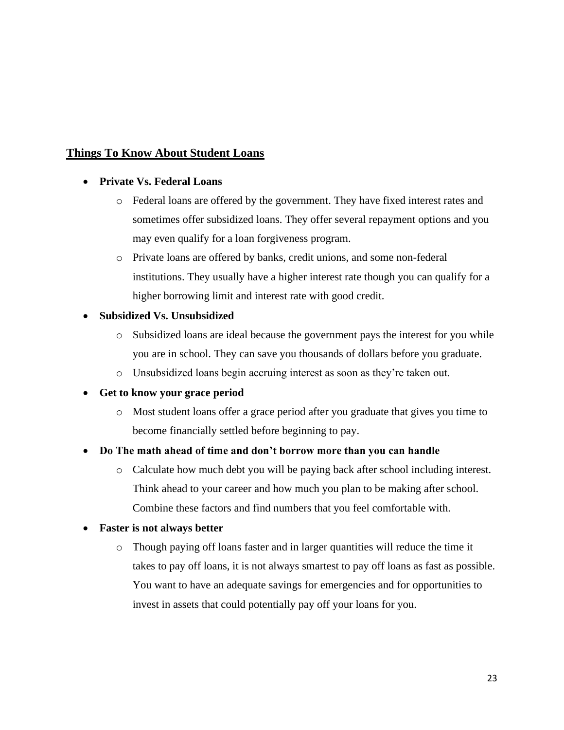## Things To Know About Student Loans

- **Private Vs. Federal Loans**
  - Federal loans are offered by the government. They have fixed interest rates and sometimes offer subsidized loans. They offer several repayment options and you may even qualify for a loan forgiveness program.
  - Private loans are offered by banks, credit unions, and some non-federal institutions. They usually have a higher interest rate though you can qualify for a higher borrowing limit and interest rate with good credit.
- **Subsidized Vs. Unsubsidized**
  - Subsidized loans are ideal because the government pays the interest for you while you are in school. They can save you thousands of dollars before you graduate.
  - Unsubsidized loans begin accruing interest as soon as they're taken out.
- **Get to know your grace period**
  - Most student loans offer a grace period after you graduate that gives you time to become financially settled before beginning to pay.
- **Do The math ahead of time and don't borrow more than you can handle**
  - Calculate how much debt you will be paying back after school including interest. Think ahead to your career and how much you plan to be making after school. Combine these factors and find numbers that you feel comfortable with.
- **Faster is not always better**
  - Though paying off loans faster and in larger quantities will reduce the time it takes to pay off loans, it is not always smartest to pay off loans as fast as possible. You want to have an adequate savings for emergencies and for opportunities to invest in assets that could potentially pay off your loans for you.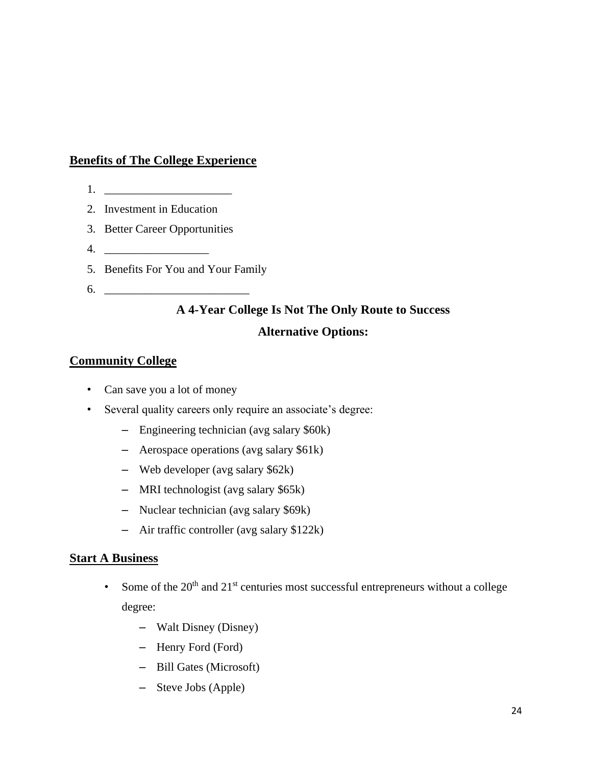**Benefits of The College Experience**

1. ______________________
2. Investment in Education
3. Better Career Opportunities
4. __________________
5. Benefits For You and Your Family
6. _________________________

**A 4-Year College Is Not The Only Route to Success**

**Alternative Options:**

**Community College**

- Can save you a lot of money
- Several quality careers only require an associate's degree:
  - Engineering technician (avg salary $60k)
  - Aerospace operations (avg salary $61k)
  - Web developer (avg salary $62k)
  - MRI technologist (avg salary $65k)
  - Nuclear technician (avg salary $69k)
  - Air traffic controller (avg salary $122k)

**Start A Business**

- Some of the 20th and 21st centuries most successful entrepreneurs without a college degree:
  - Walt Disney (Disney)
  - Henry Ford (Ford)
  - Bill Gates (Microsoft)
  - Steve Jobs (Apple)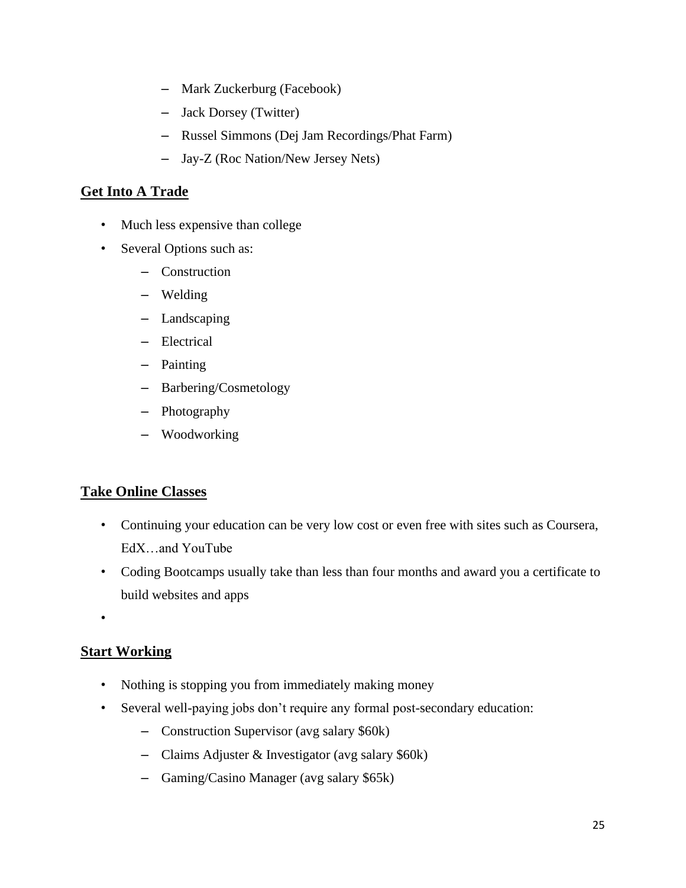- Mark Zuckerburg (Facebook)
  - Jack Dorsey (Twitter)
  - Russel Simmons (Dej Jam Recordings/Phat Farm)
  - Jay-Z (Roc Nation/New Jersey Nets)

## Get Into A Trade

- Much less expensive than college
- Several Options such as:
  - Construction
  - Welding
  - Landscaping
  - Electrical
  - Painting
  - Barbering/Cosmetology
  - Photography
  - Woodworking

## Take Online Classes

- Continuing your education can be very low cost or even free with sites such as Coursera, EdX…and YouTube
- Coding Bootcamps usually take than less than four months and award you a certificate to build websites and apps
-

## Start Working

- Nothing is stopping you from immediately making money
- Several well-paying jobs don't require any formal post-secondary education:
  - Construction Supervisor (avg salary $60k)
  - Claims Adjuster & Investigator (avg salary $60k)
  - Gaming/Casino Manager (avg salary $65k)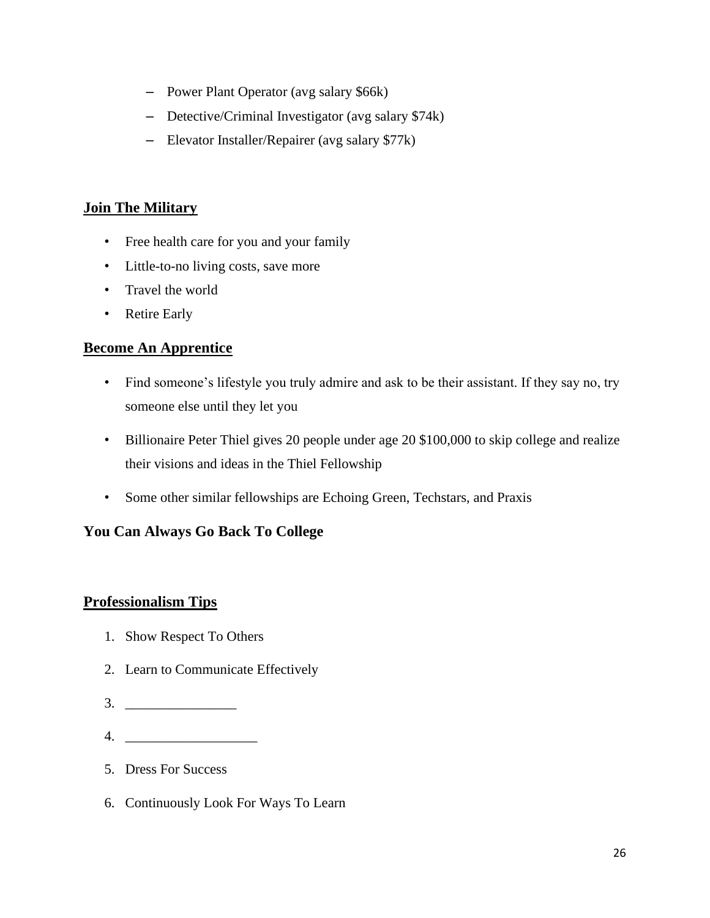- Power Plant Operator (avg salary $66k)
- Detective/Criminal Investigator (avg salary $74k)
- Elevator Installer/Repairer (avg salary $77k)

## Join The Military

- Free health care for you and your family
- Little-to-no living costs, save more
- Travel the world
- Retire Early

## Become An Apprentice

- Find someone's lifestyle you truly admire and ask to be their assistant. If they say no, try someone else until they let you
- Billionaire Peter Thiel gives 20 people under age 20 $100,000 to skip college and realize their visions and ideas in the Thiel Fellowship
- Some other similar fellowships are Echoing Green, Techstars, and Praxis

## You Can Always Go Back To College

## Professionalism Tips

1. Show Respect To Others
2. Learn to Communicate Effectively
3. ________________
4. ___________________
5. Dress For Success
6. Continuously Look For Ways To Learn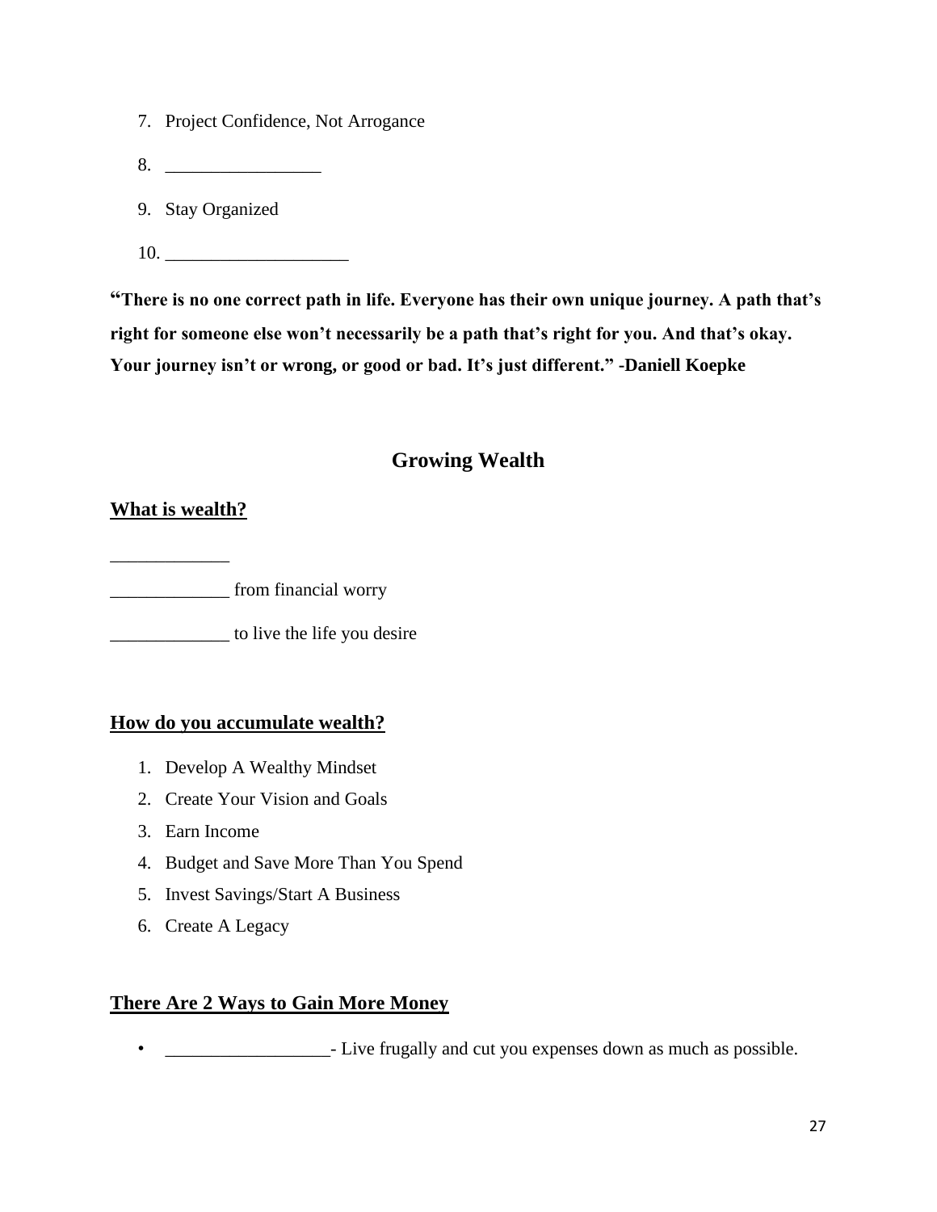7. Project Confidence, Not Arrogance
8. _________________
9. Stay Organized
10. ____________________

**"There is no one correct path in life. Everyone has their own unique journey. A path that's right for someone else won't necessarily be a path that's right for you. And that's okay. Your journey isn't or wrong, or good or bad. It's just different." -Daniell Koepke**

## Growing Wealth

**<u>What is wealth?</u>**

_____________

_____________ from financial worry

_____________ to live the life you desire

**<u>How do you accumulate wealth?</u>**

1. Develop A Wealthy Mindset
2. Create Your Vision and Goals
3. Earn Income
4. Budget and Save More Than You Spend
5. Invest Savings/Start A Business
6. Create A Legacy

**<u>There Are 2 Ways to Gain More Money</u>**

- __________________- Live frugally and cut you expenses down as much as possible.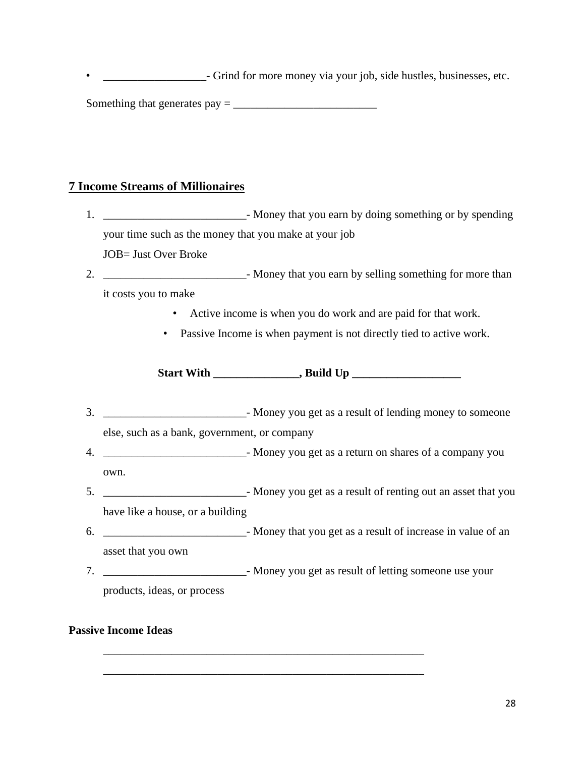- __________________- Grind for more money via your job, side hustles, businesses, etc.

Something that generates pay = _________________________

## 7 Income Streams of Millionaires

1. _________________________- Money that you earn by doing something or by spending your time such as the money that you make at your job
   JOB= Just Over Broke
2. _________________________- Money that you earn by selling something for more than it costs you to make
   - Active income is when you do work and are paid for that work.
   - Passive Income is when payment is not directly tied to active work.

**Start With _______________, Build Up ___________________**

3. _________________________- Money you get as a result of lending money to someone else, such as a bank, government, or company
4. _________________________- Money you get as a return on shares of a company you own.
5. _________________________- Money you get as a result of renting out an asset that you have like a house, or a building
6. _________________________- Money that you get as a result of increase in value of an asset that you own
7. _________________________- Money you get as result of letting someone use your products, ideas, or process

**Passive Income Ideas**

__________________________________________________________

__________________________________________________________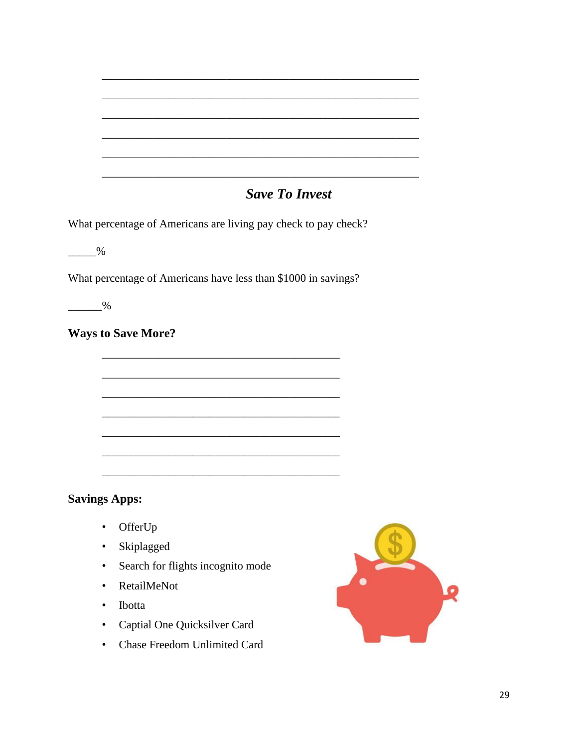______________________________________________________

______________________________________________________

______________________________________________________

______________________________________________________

______________________________________________________

______________________________________________________

## *Save To Invest*

What percentage of Americans are living pay check to pay check?

_____%

What percentage of Americans have less than $1000 in savings?

______%

### Ways to Save More?

________________________________________

________________________________________

________________________________________

________________________________________

________________________________________

________________________________________

________________________________________

### Savings Apps:

- OfferUp
- Skiplagged
- Search for flights incognito mode
- RetailMeNot
- Ibotta
- Captial One Quicksilver Card
- Chase Freedom Unlimited Card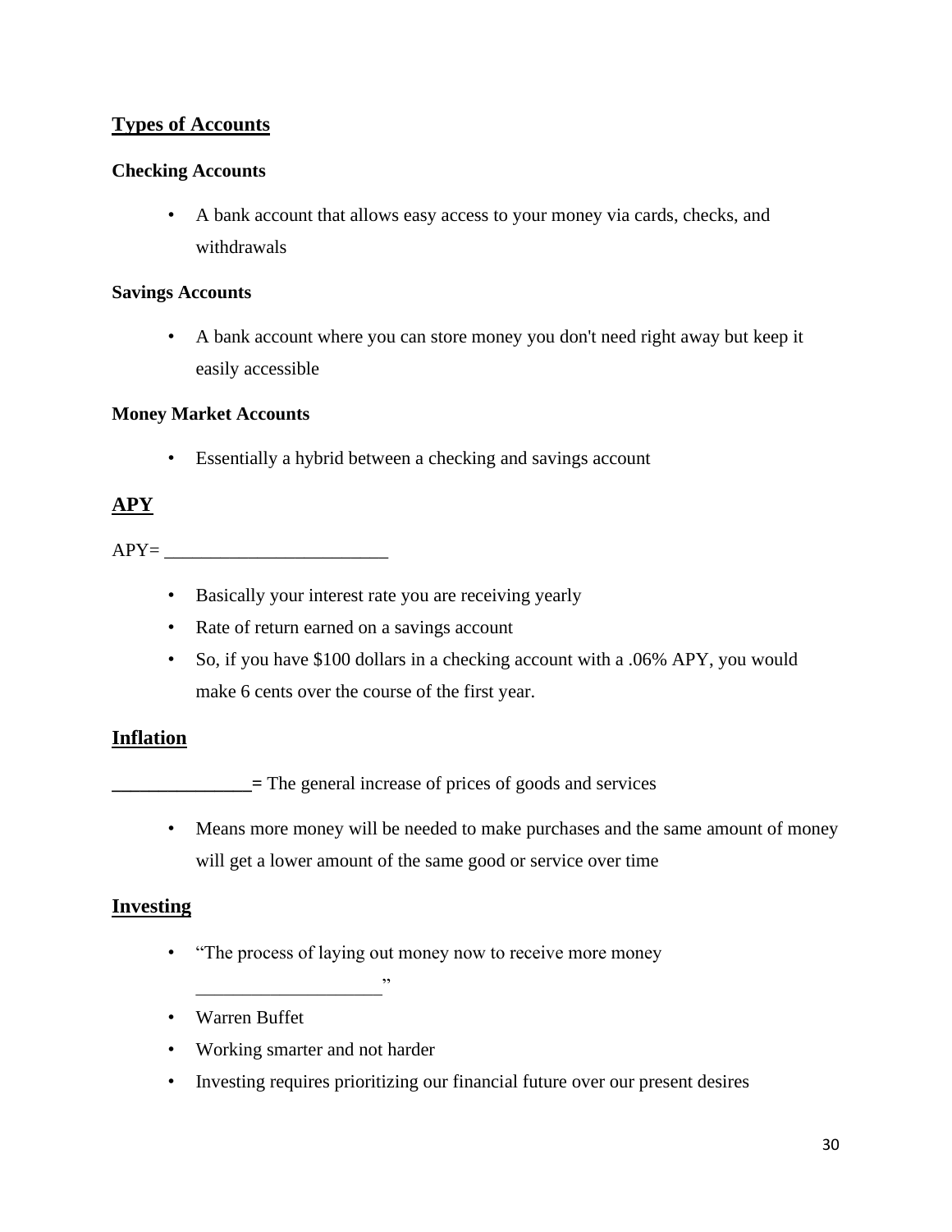## Types of Accounts

### Checking Accounts

- A bank account that allows easy access to your money via cards, checks, and withdrawals

### Savings Accounts

- A bank account where you can store money you don't need right away but keep it easily accessible

### Money Market Accounts

- Essentially a hybrid between a checking and savings account

## APY

APY= ________________________

- Basically your interest rate you are receiving yearly
- Rate of return earned on a savings account
- So, if you have $100 dollars in a checking account with a .06% APY, you would make 6 cents over the course of the first year.

## Inflation

**_______________=** The general increase of prices of goods and services

- Means more money will be needed to make purchases and the same amount of money will get a lower amount of the same good or service over time

## Investing

- "The process of laying out money now to receive more money ____________________"
- Warren Buffet
- Working smarter and not harder
- Investing requires prioritizing our financial future over our present desires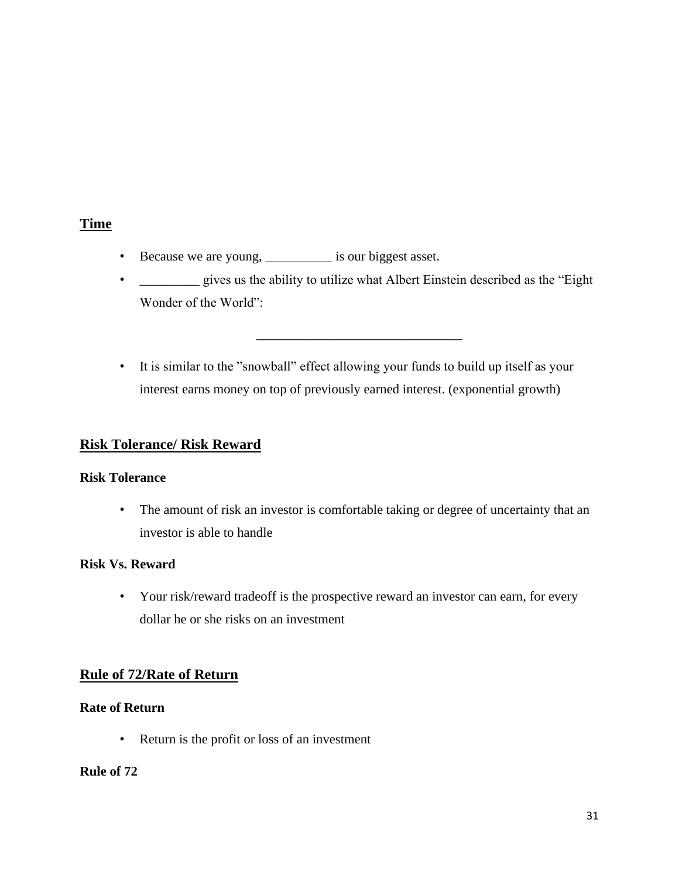## Time

- Because we are young, __________ is our biggest asset.
- _________ gives us the ability to utilize what Albert Einstein described as the "Eight Wonder of the World":

  ______________________________

- It is similar to the "snowball" effect allowing your funds to build up itself as your interest earns money on top of previously earned interest. (exponential growth)

## Risk Tolerance/ Risk Reward

**Risk Tolerance**

- The amount of risk an investor is comfortable taking or degree of uncertainty that an investor is able to handle

**Risk Vs. Reward**

- Your risk/reward tradeoff is the prospective reward an investor can earn, for every dollar he or she risks on an investment

## Rule of 72/Rate of Return

**Rate of Return**

- Return is the profit or loss of an investment

**Rule of 72**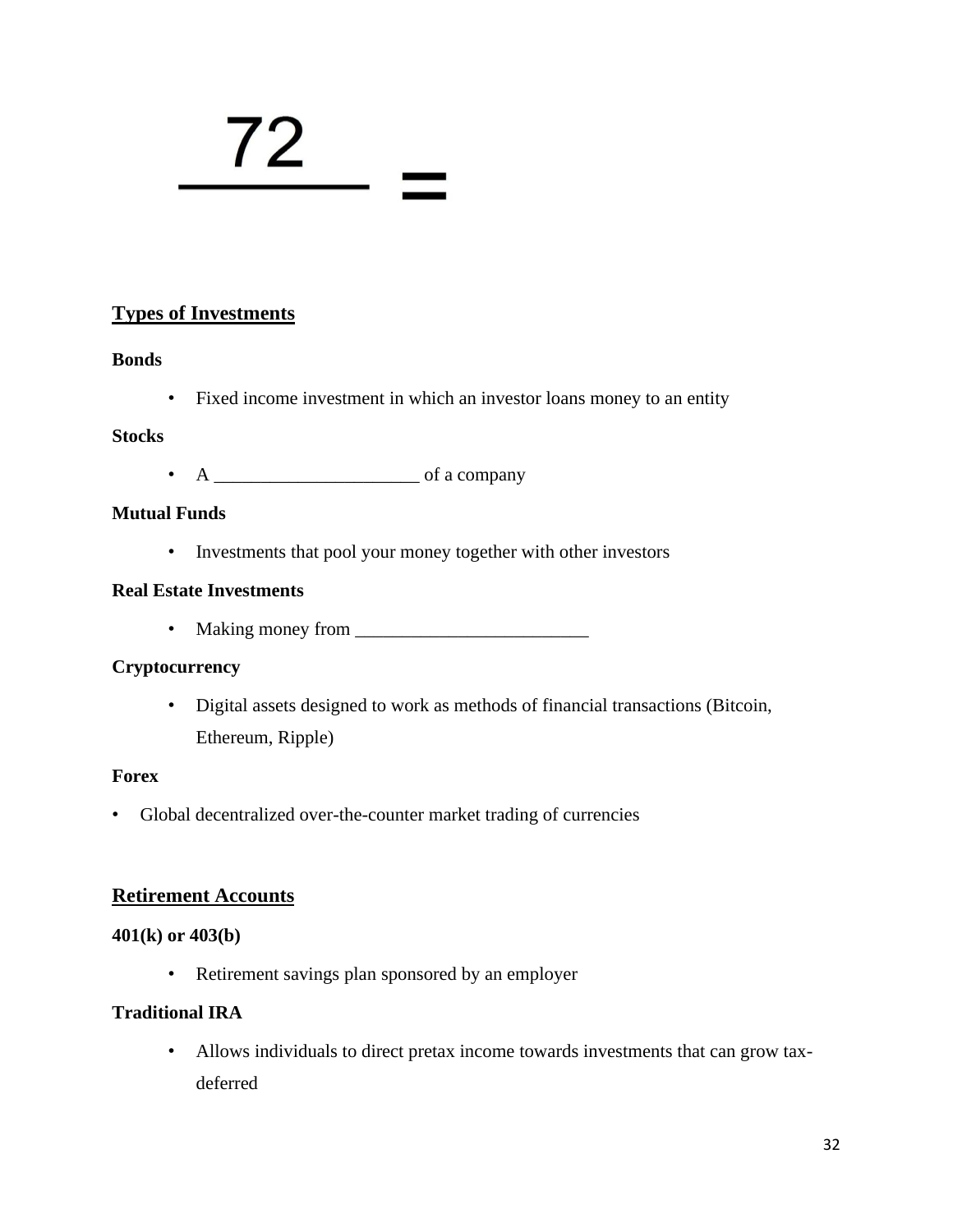$$\frac{72}{\quad\quad} =$$

## Types of Investments

**Bonds**

- Fixed income investment in which an investor loans money to an entity

**Stocks**

- A ______________________ of a company

**Mutual Funds**

- Investments that pool your money together with other investors

**Real Estate Investments**

- Making money from _________________________

**Cryptocurrency**

- Digital assets designed to work as methods of financial transactions (Bitcoin, Ethereum, Ripple)

**Forex**

- Global decentralized over-the-counter market trading of currencies

## Retirement Accounts

**401(k) or 403(b)**

- Retirement savings plan sponsored by an employer

**Traditional IRA**

- Allows individuals to direct pretax income towards investments that can grow tax-deferred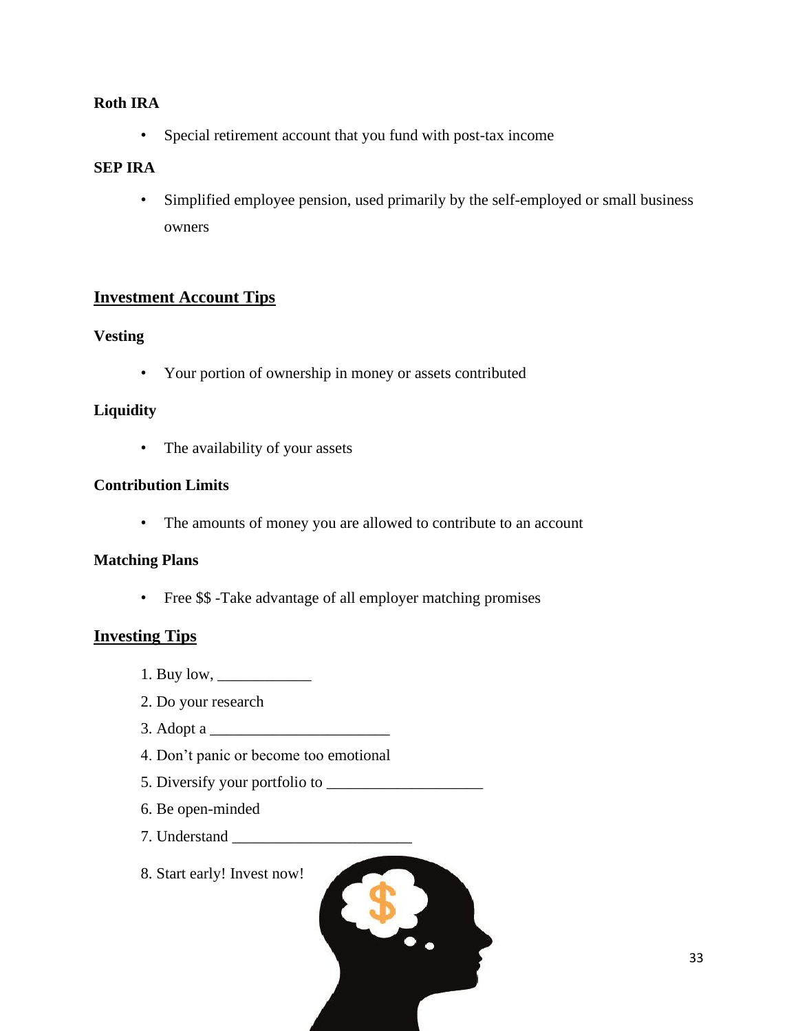**Roth IRA**

- Special retirement account that you fund with post-tax income

**SEP IRA**

- Simplified employee pension, used primarily by the self-employed or small business owners

## Investment Account Tips

**Vesting**

- Your portion of ownership in money or assets contributed

**Liquidity**

- The availability of your assets

**Contribution Limits**

- The amounts of money you are allowed to contribute to an account

**Matching Plans**

- Free $$ -Take advantage of all employer matching promises

## Investing Tips

1. Buy low, ____________
2. Do your research
3. Adopt a _______________________
4. Don't panic or become too emotional
5. Diversify your portfolio to ____________________
6. Be open-minded
7. Understand _______________________
8. Start early! Invest now!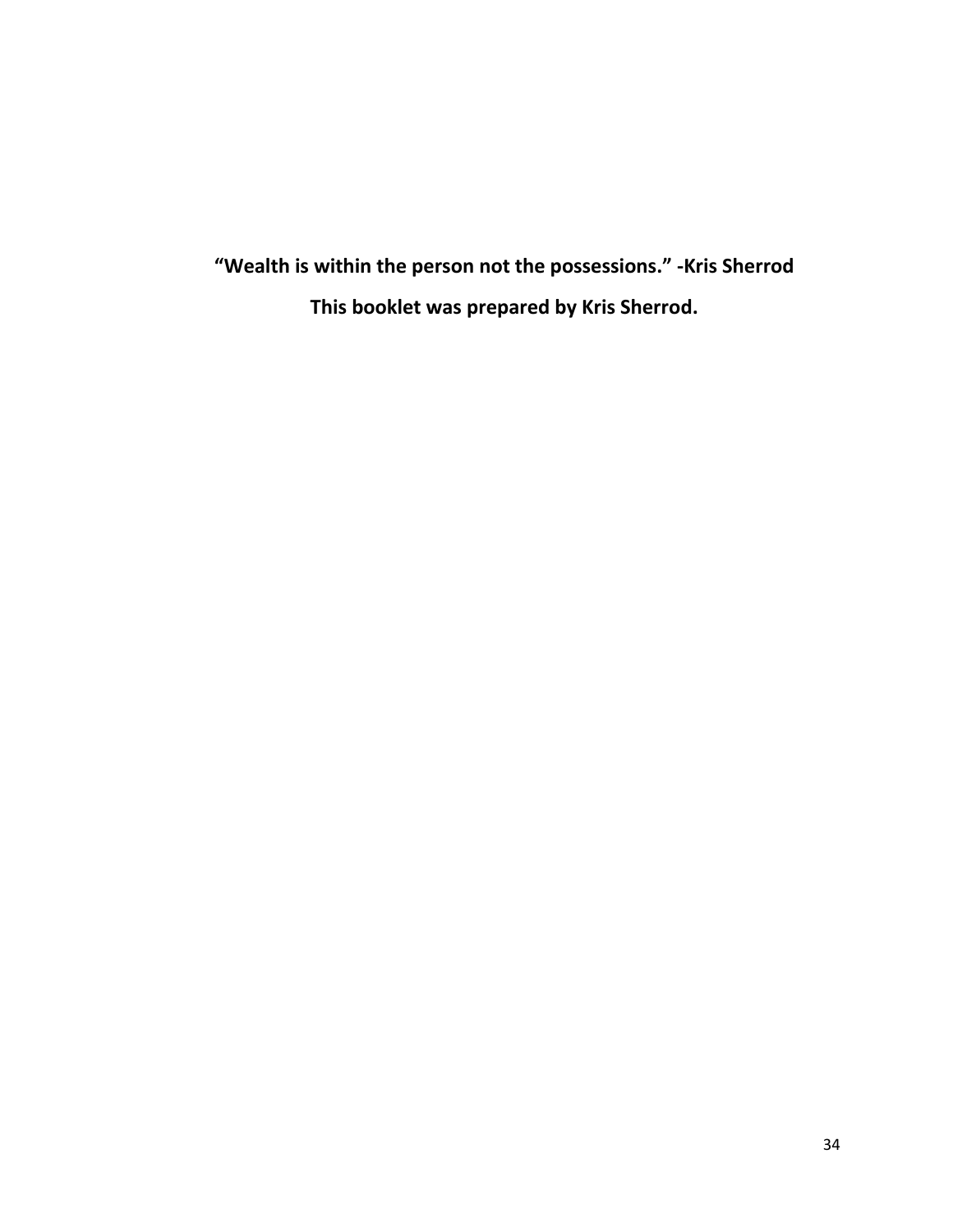**“Wealth is within the person not the possessions.” -Kris Sherrod**

**This booklet was prepared by Kris Sherrod.**